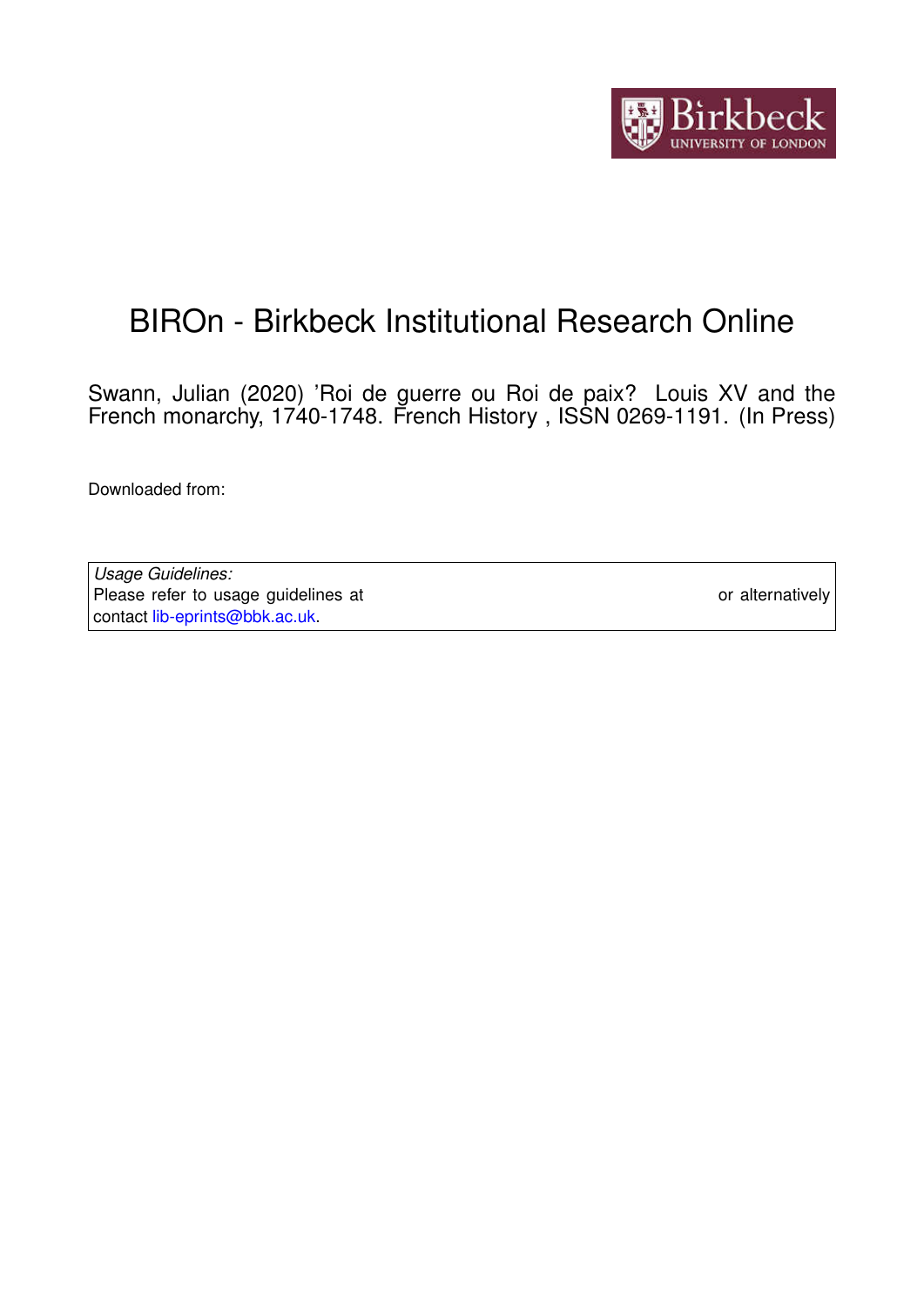# BIROn - Birkbeck Institutional Research Online

Swann, Julian (2020) 'Roi de guerre ou Roi de paix? Louis XV and the French monarchy, 1740-1748. French History , ISSN 0269-1191. (In Press)

Downloaded from:

*Usage Guidelines:*
Please refer to usage guidelines at or alternatively contact lib-eprints@bbk.ac.uk.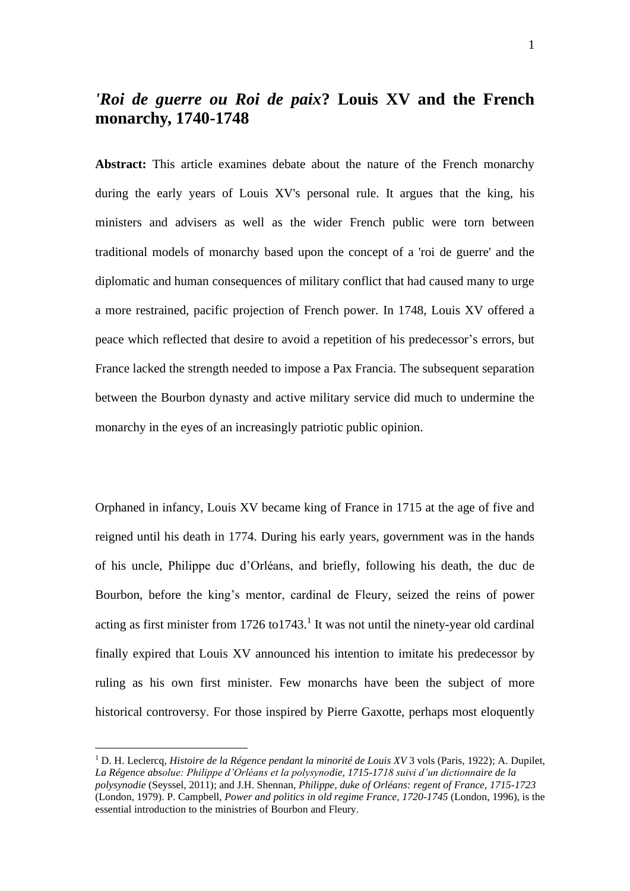# *'Roi de guerre ou Roi de paix*? Louis XV and the French monarchy, 1740-1748

**Abstract:** This article examines debate about the nature of the French monarchy during the early years of Louis XV's personal rule. It argues that the king, his ministers and advisers as well as the wider French public were torn between traditional models of monarchy based upon the concept of a 'roi de guerre' and the diplomatic and human consequences of military conflict that had caused many to urge a more restrained, pacific projection of French power. In 1748, Louis XV offered a peace which reflected that desire to avoid a repetition of his predecessor's errors, but France lacked the strength needed to impose a Pax Francia. The subsequent separation between the Bourbon dynasty and active military service did much to undermine the monarchy in the eyes of an increasingly patriotic public opinion.

Orphaned in infancy, Louis XV became king of France in 1715 at the age of five and reigned until his death in 1774. During his early years, government was in the hands of his uncle, Philippe duc d'Orléans, and briefly, following his death, the duc de Bourbon, before the king's mentor, cardinal de Fleury, seized the reins of power acting as first minister from 1726 to1743.[1] It was not until the ninety-year old cardinal finally expired that Louis XV announced his intention to imitate his predecessor by ruling as his own first minister. Few monarchs have been the subject of more historical controversy. For those inspired by Pierre Gaxotte, perhaps most eloquently

[1] D. H. Leclercq, *Histoire de la Régence pendant la minorité de Louis XV* 3 vols (Paris, 1922); A. Dupilet, *La Régence absolue: Philippe d'Orléans et la polysynodie, 1715-1718 suivi d'un dictionnaire de la polysynodie* (Seyssel, 2011); and J.H. Shennan, *Philippe, duke of Orléans: regent of France, 1715-1723* (London, 1979). P. Campbell, *Power and politics in old regime France, 1720-1745* (London, 1996), is the essential introduction to the ministries of Bourbon and Fleury.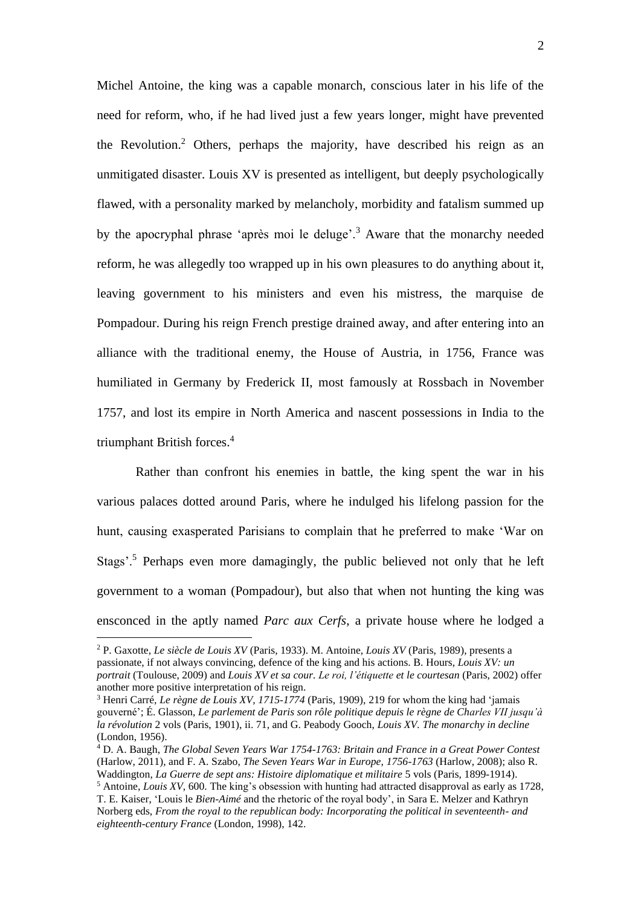Michel Antoine, the king was a capable monarch, conscious later in his life of the need for reform, who, if he had lived just a few years longer, might have prevented the Revolution.[2] Others, perhaps the majority, have described his reign as an unmitigated disaster. Louis XV is presented as intelligent, but deeply psychologically flawed, with a personality marked by melancholy, morbidity and fatalism summed up by the apocryphal phrase 'après moi le deluge'.[3] Aware that the monarchy needed reform, he was allegedly too wrapped up in his own pleasures to do anything about it, leaving government to his ministers and even his mistress, the marquise de Pompadour. During his reign French prestige drained away, and after entering into an alliance with the traditional enemy, the House of Austria, in 1756, France was humiliated in Germany by Frederick II, most famously at Rossbach in November 1757, and lost its empire in North America and nascent possessions in India to the triumphant British forces.[4]

Rather than confront his enemies in battle, the king spent the war in his various palaces dotted around Paris, where he indulged his lifelong passion for the hunt, causing exasperated Parisians to complain that he preferred to make 'War on Stags'.[5] Perhaps even more damagingly, the public believed not only that he left government to a woman (Pompadour), but also that when not hunting the king was ensconced in the aptly named *Parc aux Cerfs*, a private house where he lodged a

---

[2] P. Gaxotte, *Le siècle de Louis XV* (Paris, 1933). M. Antoine, *Louis XV* (Paris, 1989), presents a passionate, if not always convincing, defence of the king and his actions. B. Hours, *Louis XV: un portrait* (Toulouse, 2009) and *Louis XV et sa cour. Le roi, l'étiquette et le courtesan* (Paris, 2002) offer another more positive interpretation of his reign.

[3] Henri Carré, *Le règne de Louis XV, 1715-1774* (Paris, 1909), 219 for whom the king had 'jamais gouverné'; É. Glasson, *Le parlement de Paris son rôle politique depuis le règne de Charles VII jusqu'à la révolution* 2 vols (Paris, 1901), ii. 71, and G. Peabody Gooch, *Louis XV. The monarchy in decline* (London, 1956).

[4] D. A. Baugh, *The Global Seven Years War 1754-1763: Britain and France in a Great Power Contest* (Harlow, 2011), and F. A. Szabo, *The Seven Years War in Europe, 1756-1763* (Harlow, 2008); also R. Waddington, *La Guerre de sept ans: Histoire diplomatique et militaire* 5 vols (Paris, 1899-1914).

[5] Antoine, *Louis XV*, 600. The king's obsession with hunting had attracted disapproval as early as 1728, T. E. Kaiser, 'Louis le *Bien-Aimé* and the rhetoric of the royal body', in Sara E. Melzer and Kathryn Norberg eds, *From the royal to the republican body: Incorporating the political in seventeenth- and eighteenth-century France* (London, 1998), 142.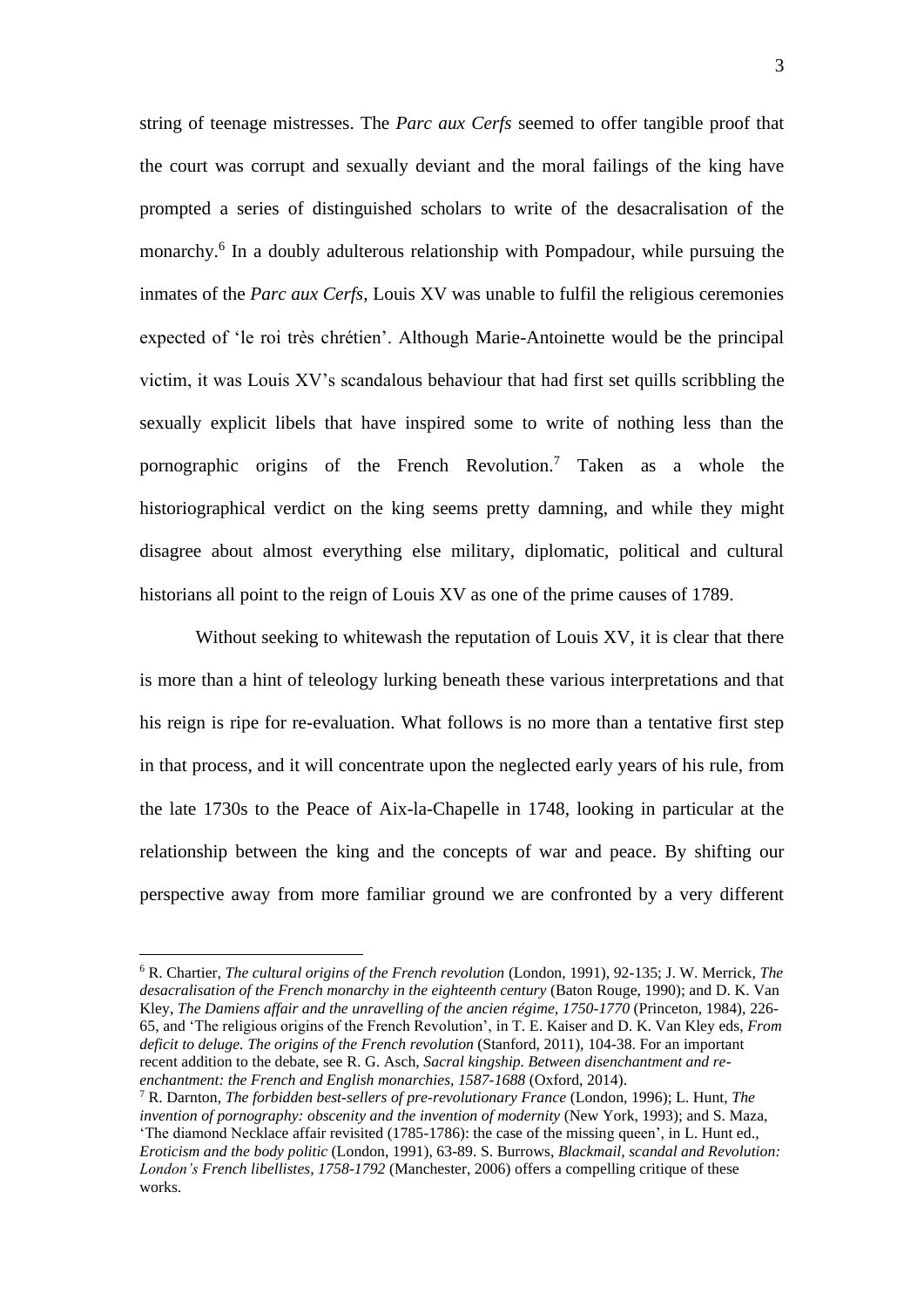string of teenage mistresses. The *Parc aux Cerfs* seemed to offer tangible proof that the court was corrupt and sexually deviant and the moral failings of the king have prompted a series of distinguished scholars to write of the desacralisation of the monarchy.[6] In a doubly adulterous relationship with Pompadour, while pursuing the inmates of the *Parc aux Cerfs*, Louis XV was unable to fulfil the religious ceremonies expected of 'le roi très chrétien'. Although Marie-Antoinette would be the principal victim, it was Louis XV's scandalous behaviour that had first set quills scribbling the sexually explicit libels that have inspired some to write of nothing less than the pornographic origins of the French Revolution.[7] Taken as a whole the historiographical verdict on the king seems pretty damning, and while they might disagree about almost everything else military, diplomatic, political and cultural historians all point to the reign of Louis XV as one of the prime causes of 1789.

Without seeking to whitewash the reputation of Louis XV, it is clear that there is more than a hint of teleology lurking beneath these various interpretations and that his reign is ripe for re-evaluation. What follows is no more than a tentative first step in that process, and it will concentrate upon the neglected early years of his rule, from the late 1730s to the Peace of Aix-la-Chapelle in 1748, looking in particular at the relationship between the king and the concepts of war and peace. By shifting our perspective away from more familiar ground we are confronted by a very different

---

[6] R. Chartier, *The cultural origins of the French revolution* (London, 1991), 92-135; J. W. Merrick, *The desacralisation of the French monarchy in the eighteenth century* (Baton Rouge, 1990); and D. K. Van Kley, *The Damiens affair and the unravelling of the ancien régime, 1750-1770* (Princeton, 1984), 226-65, and 'The religious origins of the French Revolution', in T. E. Kaiser and D. K. Van Kley eds, *From deficit to deluge. The origins of the French revolution* (Stanford, 2011), 104-38. For an important recent addition to the debate, see R. G. Asch, *Sacral kingship. Between disenchantment and re-enchantment: the French and English monarchies, 1587-1688* (Oxford, 2014).

[7] R. Darnton, *The forbidden best-sellers of pre-revolutionary France* (London, 1996); L. Hunt, *The invention of pornography: obscenity and the invention of modernity* (New York, 1993); and S. Maza, 'The diamond Necklace affair revisited (1785-1786): the case of the missing queen', in L. Hunt ed., *Eroticism and the body politic* (London, 1991), 63-89. S. Burrows, *Blackmail, scandal and Revolution: London's French libellistes, 1758-1792* (Manchester, 2006) offers a compelling critique of these works.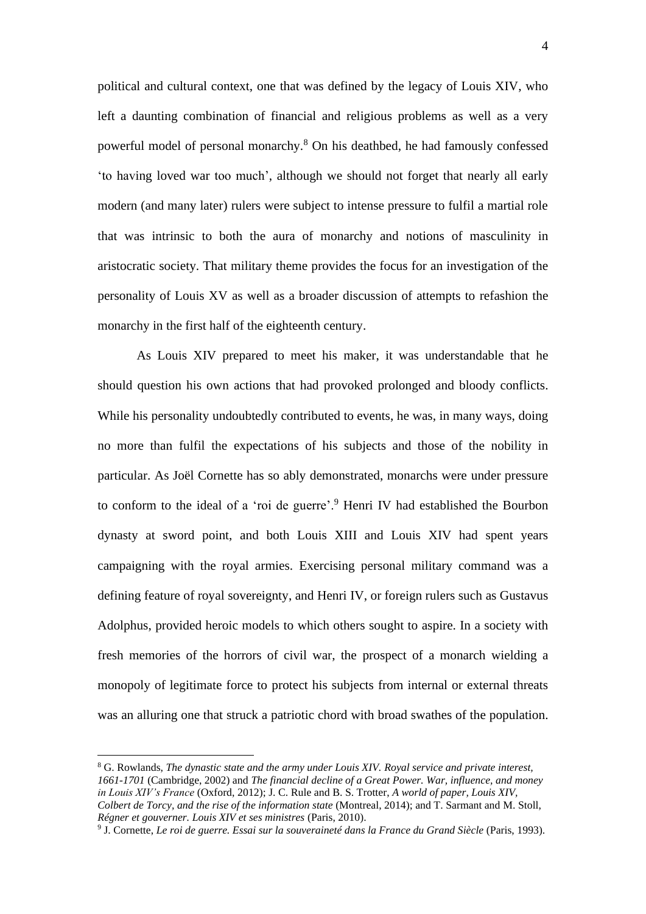political and cultural context, one that was defined by the legacy of Louis XIV, who left a daunting combination of financial and religious problems as well as a very powerful model of personal monarchy.[8] On his deathbed, he had famously confessed 'to having loved war too much', although we should not forget that nearly all early modern (and many later) rulers were subject to intense pressure to fulfil a martial role that was intrinsic to both the aura of monarchy and notions of masculinity in aristocratic society. That military theme provides the focus for an investigation of the personality of Louis XV as well as a broader discussion of attempts to refashion the monarchy in the first half of the eighteenth century.

As Louis XIV prepared to meet his maker, it was understandable that he should question his own actions that had provoked prolonged and bloody conflicts. While his personality undoubtedly contributed to events, he was, in many ways, doing no more than fulfil the expectations of his subjects and those of the nobility in particular. As Joël Cornette has so ably demonstrated, monarchs were under pressure to conform to the ideal of a 'roi de guerre'.[9] Henri IV had established the Bourbon dynasty at sword point, and both Louis XIII and Louis XIV had spent years campaigning with the royal armies. Exercising personal military command was a defining feature of royal sovereignty, and Henri IV, or foreign rulers such as Gustavus Adolphus, provided heroic models to which others sought to aspire. In a society with fresh memories of the horrors of civil war, the prospect of a monarch wielding a monopoly of legitimate force to protect his subjects from internal or external threats was an alluring one that struck a patriotic chord with broad swathes of the population.

---

[8] G. Rowlands, *The dynastic state and the army under Louis XIV. Royal service and private interest, 1661-1701* (Cambridge, 2002) and *The financial decline of a Great Power. War, influence, and money in Louis XIV's France* (Oxford, 2012); J. C. Rule and B. S. Trotter, *A world of paper, Louis XIV, Colbert de Torcy, and the rise of the information state* (Montreal, 2014); and T. Sarmant and M. Stoll, *Régner et gouverner. Louis XIV et ses ministres* (Paris, 2010).

[9] J. Cornette, *Le roi de guerre. Essai sur la souveraineté dans la France du Grand Siècle* (Paris, 1993).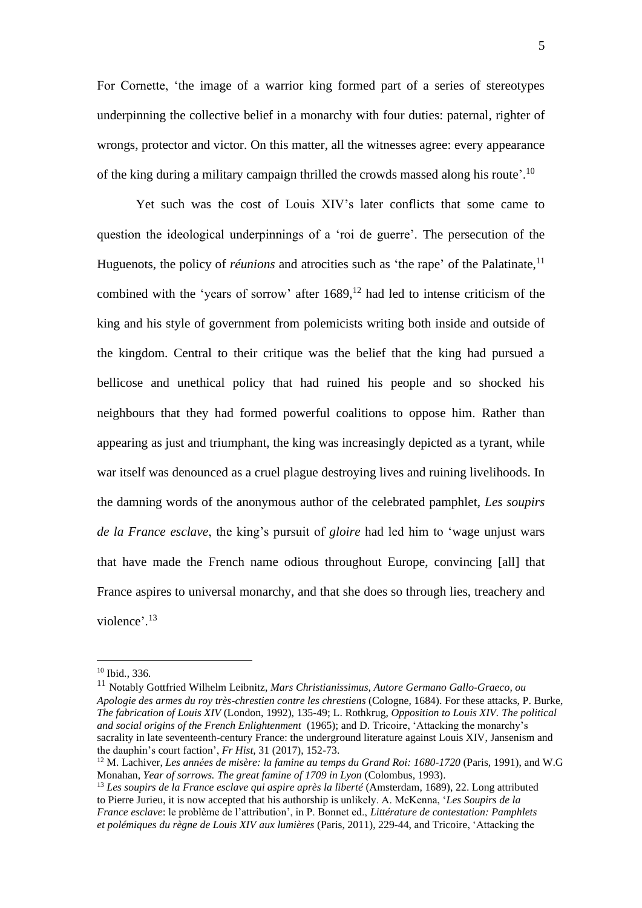For Cornette, 'the image of a warrior king formed part of a series of stereotypes underpinning the collective belief in a monarchy with four duties: paternal, righter of wrongs, protector and victor. On this matter, all the witnesses agree: every appearance of the king during a military campaign thrilled the crowds massed along his route'.[10]

Yet such was the cost of Louis XIV's later conflicts that some came to question the ideological underpinnings of a 'roi de guerre'. The persecution of the Huguenots, the policy of *réunions* and atrocities such as 'the rape' of the Palatinate,[11] combined with the 'years of sorrow' after 1689,[12] had led to intense criticism of the king and his style of government from polemicists writing both inside and outside of the kingdom. Central to their critique was the belief that the king had pursued a bellicose and unethical policy that had ruined his people and so shocked his neighbours that they had formed powerful coalitions to oppose him. Rather than appearing as just and triumphant, the king was increasingly depicted as a tyrant, while war itself was denounced as a cruel plague destroying lives and ruining livelihoods. In the damning words of the anonymous author of the celebrated pamphlet, *Les soupirs de la France esclave*, the king's pursuit of *gloire* had led him to 'wage unjust wars that have made the French name odious throughout Europe, convincing [all] that France aspires to universal monarchy, and that she does so through lies, treachery and violence'.[13]

---

[10] Ibid., 336.

[11] Notably Gottfried Wilhelm Leibnitz, *Mars Christianissimus, Autore Germano Gallo-Graeco, ou Apologie des armes du roy très-chrestien contre les chrestiens* (Cologne, 1684). For these attacks, P. Burke, *The fabrication of Louis XIV* (London, 1992), 135-49; L. Rothkrug, *Opposition to Louis XIV. The political and social origins of the French Enlightenment* (1965); and D. Tricoire, 'Attacking the monarchy's sacrality in late seventeenth-century France: the underground literature against Louis XIV, Jansenism and the dauphin's court faction', *Fr Hist*, 31 (2017), 152-73.

[12] M. Lachiver, *Les années de misère: la famine au temps du Grand Roi: 1680-1720* (Paris, 1991), and W.G Monahan, *Year of sorrows. The great famine of 1709 in Lyon* (Colombus, 1993).

[13] *Les soupirs de la France esclave qui aspire après la liberté* (Amsterdam, 1689), 22. Long attributed to Pierre Jurieu, it is now accepted that his authorship is unlikely. A. McKenna, '*Les Soupirs de la France esclave*: le problème de l'attribution', in P. Bonnet ed., *Littérature de contestation: Pamphlets et polémiques du règne de Louis XIV aux lumières* (Paris, 2011), 229-44, and Tricoire, 'Attacking the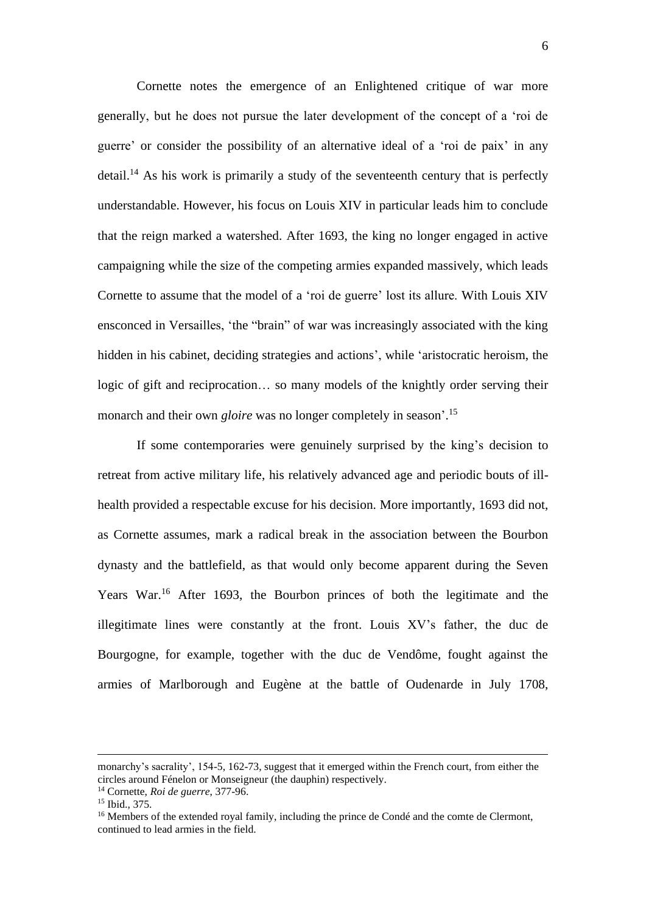Cornette notes the emergence of an Enlightened critique of war more generally, but he does not pursue the later development of the concept of a 'roi de guerre' or consider the possibility of an alternative ideal of a 'roi de paix' in any detail.[14] As his work is primarily a study of the seventeenth century that is perfectly understandable. However, his focus on Louis XIV in particular leads him to conclude that the reign marked a watershed. After 1693, the king no longer engaged in active campaigning while the size of the competing armies expanded massively, which leads Cornette to assume that the model of a 'roi de guerre' lost its allure. With Louis XIV ensconced in Versailles, 'the "brain" of war was increasingly associated with the king hidden in his cabinet, deciding strategies and actions', while 'aristocratic heroism, the logic of gift and reciprocation… so many models of the knightly order serving their monarch and their own *gloire* was no longer completely in season'.[15]

If some contemporaries were genuinely surprised by the king's decision to retreat from active military life, his relatively advanced age and periodic bouts of ill-health provided a respectable excuse for his decision. More importantly, 1693 did not, as Cornette assumes, mark a radical break in the association between the Bourbon dynasty and the battlefield, as that would only become apparent during the Seven Years War.[16] After 1693, the Bourbon princes of both the legitimate and the illegitimate lines were constantly at the front. Louis XV's father, the duc de Bourgogne, for example, together with the duc de Vendôme, fought against the armies of Marlborough and Eugène at the battle of Oudenarde in July 1708,

---

monarchy's sacrality', 154-5, 162-73, suggest that it emerged within the French court, from either the circles around Fénelon or Monseigneur (the dauphin) respectively.

[14] Cornette, *Roi de guerre*, 377-96.

[15] Ibid., 375.

[16] Members of the extended royal family, including the prince de Condé and the comte de Clermont, continued to lead armies in the field.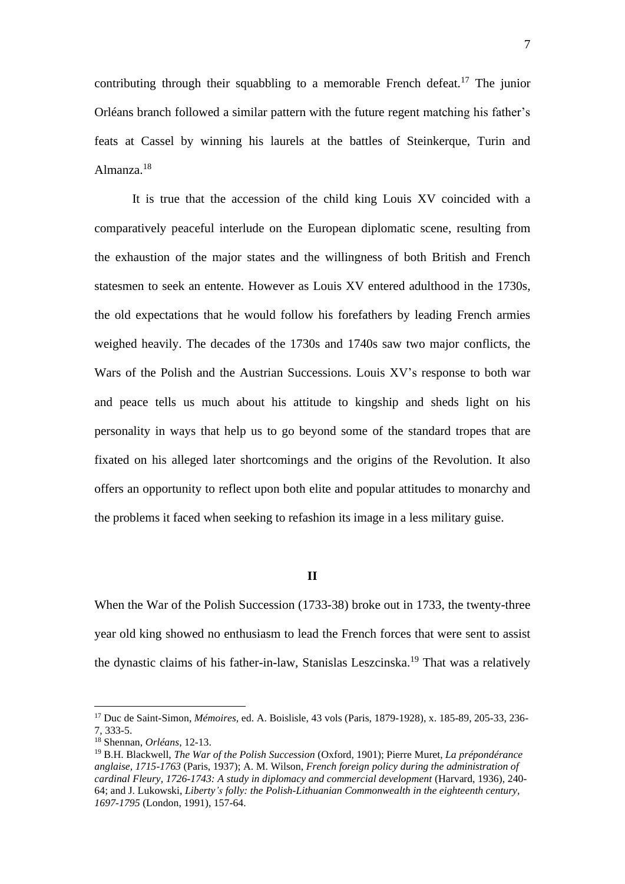contributing through their squabbling to a memorable French defeat.[17] The junior Orléans branch followed a similar pattern with the future regent matching his father's feats at Cassel by winning his laurels at the battles of Steinkerque, Turin and Almanza.[18]

It is true that the accession of the child king Louis XV coincided with a comparatively peaceful interlude on the European diplomatic scene, resulting from the exhaustion of the major states and the willingness of both British and French statesmen to seek an entente. However as Louis XV entered adulthood in the 1730s, the old expectations that he would follow his forefathers by leading French armies weighed heavily. The decades of the 1730s and 1740s saw two major conflicts, the Wars of the Polish and the Austrian Successions. Louis XV's response to both war and peace tells us much about his attitude to kingship and sheds light on his personality in ways that help us to go beyond some of the standard tropes that are fixated on his alleged later shortcomings and the origins of the Revolution. It also offers an opportunity to reflect upon both elite and popular attitudes to monarchy and the problems it faced when seeking to refashion its image in a less military guise.

## II

When the War of the Polish Succession (1733-38) broke out in 1733, the twenty-three year old king showed no enthusiasm to lead the French forces that were sent to assist the dynastic claims of his father-in-law, Stanislas Leszcinska.[19] That was a relatively

---

[17] Duc de Saint-Simon, *Mémoires*, ed. A. Boislisle, 43 vols (Paris, 1879-1928), x. 185-89, 205-33, 236-7, 333-5.

[18] Shennan, *Orléans*, 12-13.

[19] B.H. Blackwell, *The War of the Polish Succession* (Oxford, 1901); Pierre Muret, *La prépondérance anglaise, 1715-1763* (Paris, 1937); A. M. Wilson, *French foreign policy during the administration of cardinal Fleury, 1726-1743: A study in diplomacy and commercial development* (Harvard, 1936), 240-64; and J. Lukowski, *Liberty's folly: the Polish-Lithuanian Commonwealth in the eighteenth century, 1697-1795* (London, 1991), 157-64.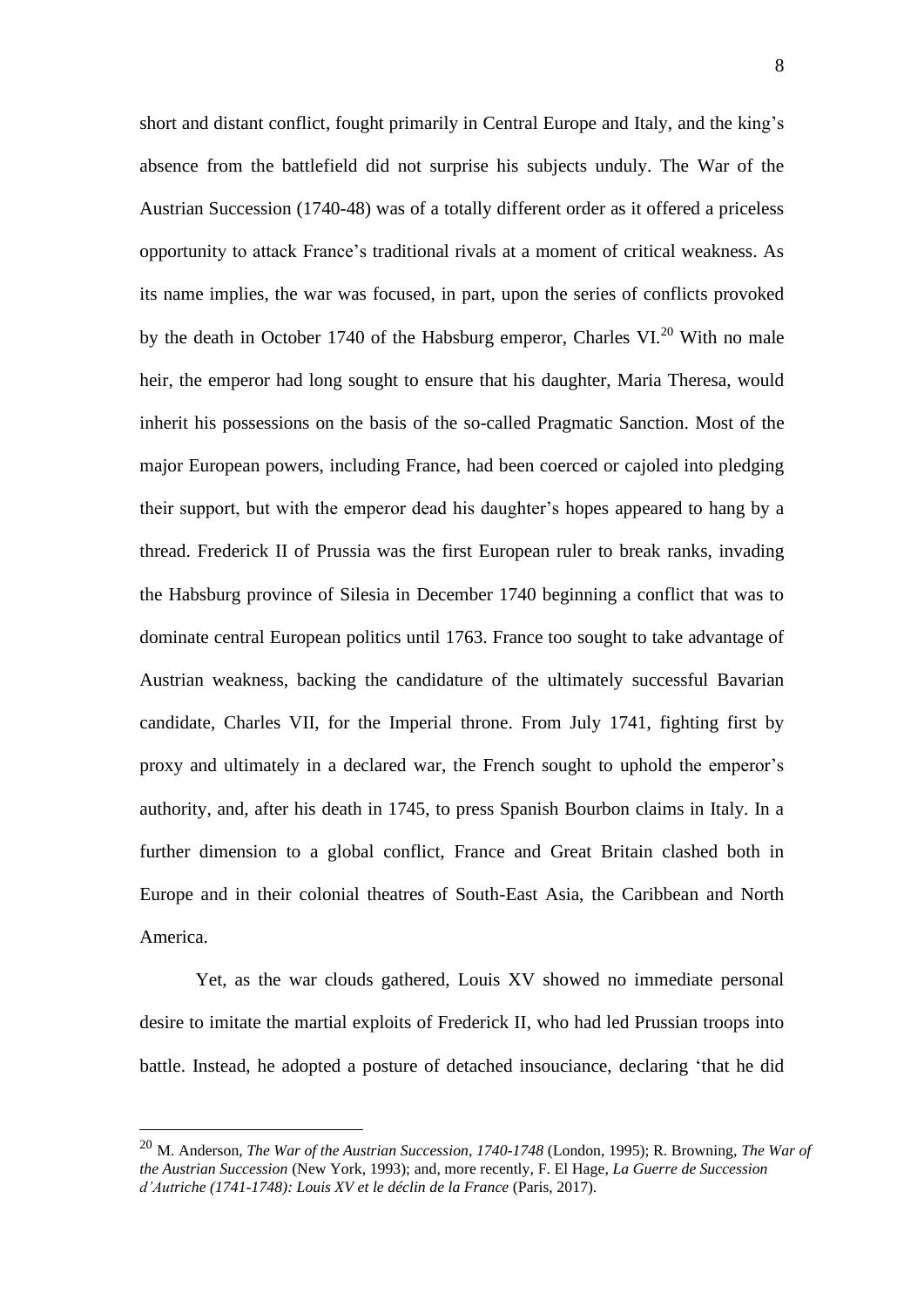short and distant conflict, fought primarily in Central Europe and Italy, and the king's absence from the battlefield did not surprise his subjects unduly. The War of the Austrian Succession (1740-48) was of a totally different order as it offered a priceless opportunity to attack France's traditional rivals at a moment of critical weakness. As its name implies, the war was focused, in part, upon the series of conflicts provoked by the death in October 1740 of the Habsburg emperor, Charles VI.[20] With no male heir, the emperor had long sought to ensure that his daughter, Maria Theresa, would inherit his possessions on the basis of the so-called Pragmatic Sanction. Most of the major European powers, including France, had been coerced or cajoled into pledging their support, but with the emperor dead his daughter's hopes appeared to hang by a thread. Frederick II of Prussia was the first European ruler to break ranks, invading the Habsburg province of Silesia in December 1740 beginning a conflict that was to dominate central European politics until 1763. France too sought to take advantage of Austrian weakness, backing the candidature of the ultimately successful Bavarian candidate, Charles VII, for the Imperial throne. From July 1741, fighting first by proxy and ultimately in a declared war, the French sought to uphold the emperor's authority, and, after his death in 1745, to press Spanish Bourbon claims in Italy. In a further dimension to a global conflict, France and Great Britain clashed both in Europe and in their colonial theatres of South-East Asia, the Caribbean and North America.

Yet, as the war clouds gathered, Louis XV showed no immediate personal desire to imitate the martial exploits of Frederick II, who had led Prussian troops into battle. Instead, he adopted a posture of detached insouciance, declaring 'that he did

---

[20] M. Anderson, *The War of the Austrian Succession, 1740-1748* (London, 1995); R. Browning, *The War of the Austrian Succession* (New York, 1993); and, more recently, F. El Hage, *La Guerre de Succession d'Autriche (1741-1748): Louis XV et le déclin de la France* (Paris, 2017).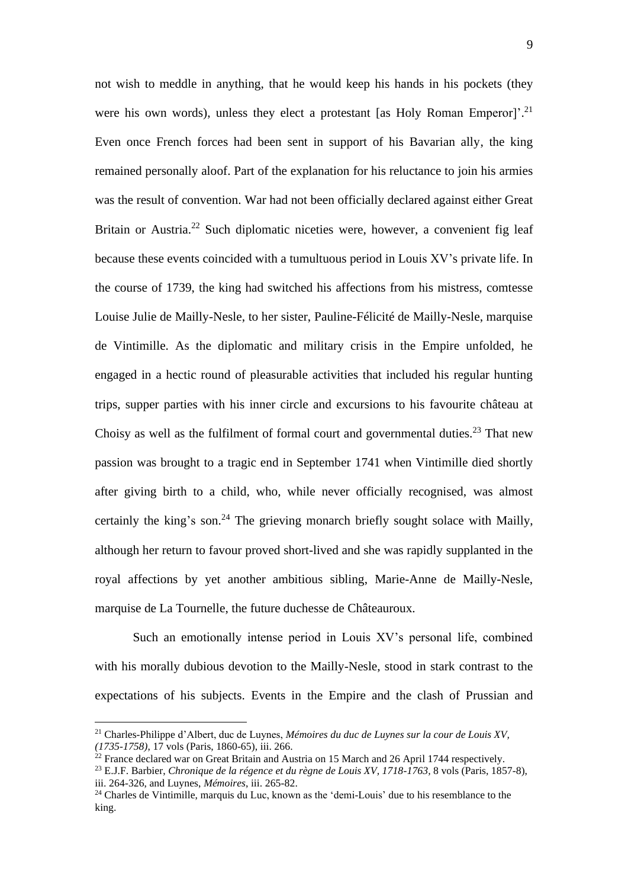not wish to meddle in anything, that he would keep his hands in his pockets (they were his own words), unless they elect a protestant [as Holy Roman Emperor]'.[21] Even once French forces had been sent in support of his Bavarian ally, the king remained personally aloof. Part of the explanation for his reluctance to join his armies was the result of convention. War had not been officially declared against either Great Britain or Austria.[22] Such diplomatic niceties were, however, a convenient fig leaf because these events coincided with a tumultuous period in Louis XV's private life. In the course of 1739, the king had switched his affections from his mistress, comtesse Louise Julie de Mailly-Nesle, to her sister, Pauline-Félicité de Mailly-Nesle, marquise de Vintimille. As the diplomatic and military crisis in the Empire unfolded, he engaged in a hectic round of pleasurable activities that included his regular hunting trips, supper parties with his inner circle and excursions to his favourite château at Choisy as well as the fulfilment of formal court and governmental duties.[23] That new passion was brought to a tragic end in September 1741 when Vintimille died shortly after giving birth to a child, who, while never officially recognised, was almost certainly the king's son.[24] The grieving monarch briefly sought solace with Mailly, although her return to favour proved short-lived and she was rapidly supplanted in the royal affections by yet another ambitious sibling, Marie-Anne de Mailly-Nesle, marquise de La Tournelle, the future duchesse de Châteauroux.

Such an emotionally intense period in Louis XV's personal life, combined with his morally dubious devotion to the Mailly-Nesle, stood in stark contrast to the expectations of his subjects. Events in the Empire and the clash of Prussian and

[21] Charles-Philippe d'Albert, duc de Luynes, *Mémoires du duc de Luynes sur la cour de Louis XV, (1735-1758)*, 17 vols (Paris, 1860-65), iii. 266.

[22] France declared war on Great Britain and Austria on 15 March and 26 April 1744 respectively.

[23] E.J.F. Barbier, *Chronique de la régence et du règne de Louis XV, 1718-1763*, 8 vols (Paris, 1857-8), iii. 264-326, and Luynes, *Mémoires*, iii. 265-82.

[24] Charles de Vintimille, marquis du Luc, known as the 'demi-Louis' due to his resemblance to the king.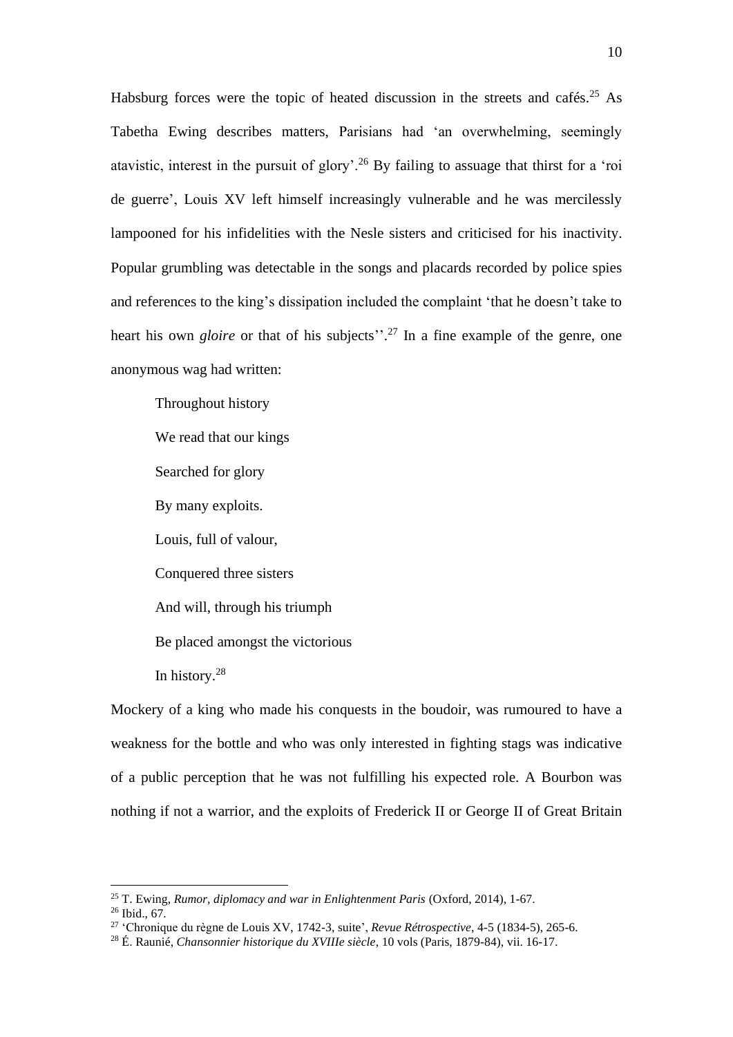Habsburg forces were the topic of heated discussion in the streets and cafés.[25] As Tabetha Ewing describes matters, Parisians had 'an overwhelming, seemingly atavistic, interest in the pursuit of glory'.[26] By failing to assuage that thirst for a 'roi de guerre', Louis XV left himself increasingly vulnerable and he was mercilessly lampooned for his infidelities with the Nesle sisters and criticised for his inactivity. Popular grumbling was detectable in the songs and placards recorded by police spies and references to the king's dissipation included the complaint 'that he doesn't take to heart his own *gloire* or that of his subjects''.[27] In a fine example of the genre, one anonymous wag had written:

> Throughout history
>
> We read that our kings
>
> Searched for glory
>
> By many exploits.
>
> Louis, full of valour,
>
> Conquered three sisters
>
> And will, through his triumph
>
> Be placed amongst the victorious
>
> In history.[28]

Mockery of a king who made his conquests in the boudoir, was rumoured to have a weakness for the bottle and who was only interested in fighting stags was indicative of a public perception that he was not fulfilling his expected role. A Bourbon was nothing if not a warrior, and the exploits of Frederick II or George II of Great Britain

---

[25] T. Ewing, *Rumor, diplomacy and war in Enlightenment Paris* (Oxford, 2014), 1-67.

[26] Ibid., 67.

[27] 'Chronique du règne de Louis XV, 1742-3, suite', *Revue Rétrospective*, 4-5 (1834-5), 265-6.

[28] É. Raunié, *Chansonnier historique du XVIIIe siècle*, 10 vols (Paris, 1879-84), vii. 16-17.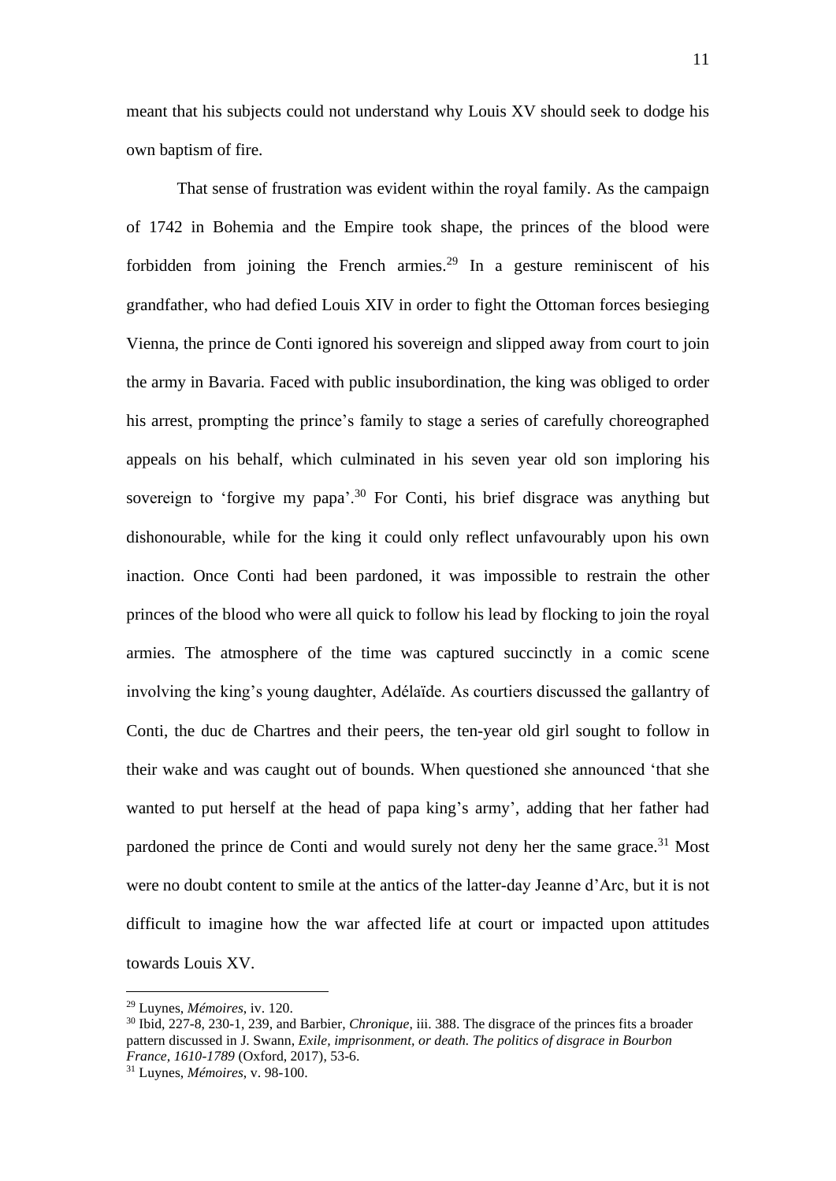meant that his subjects could not understand why Louis XV should seek to dodge his own baptism of fire.

That sense of frustration was evident within the royal family. As the campaign of 1742 in Bohemia and the Empire took shape, the princes of the blood were forbidden from joining the French armies.[29] In a gesture reminiscent of his grandfather, who had defied Louis XIV in order to fight the Ottoman forces besieging Vienna, the prince de Conti ignored his sovereign and slipped away from court to join the army in Bavaria. Faced with public insubordination, the king was obliged to order his arrest, prompting the prince's family to stage a series of carefully choreographed appeals on his behalf, which culminated in his seven year old son imploring his sovereign to 'forgive my papa'.[30] For Conti, his brief disgrace was anything but dishonourable, while for the king it could only reflect unfavourably upon his own inaction. Once Conti had been pardoned, it was impossible to restrain the other princes of the blood who were all quick to follow his lead by flocking to join the royal armies. The atmosphere of the time was captured succinctly in a comic scene involving the king's young daughter, Adélaïde. As courtiers discussed the gallantry of Conti, the duc de Chartres and their peers, the ten-year old girl sought to follow in their wake and was caught out of bounds. When questioned she announced 'that she wanted to put herself at the head of papa king's army', adding that her father had pardoned the prince de Conti and would surely not deny her the same grace.[31] Most were no doubt content to smile at the antics of the latter-day Jeanne d'Arc, but it is not difficult to imagine how the war affected life at court or impacted upon attitudes towards Louis XV.

---

[29] Luynes, *Mémoires*, iv. 120.

[30] Ibid, 227-8, 230-1, 239, and Barbier, *Chronique*, iii. 388. The disgrace of the princes fits a broader pattern discussed in J. Swann, *Exile, imprisonment, or death. The politics of disgrace in Bourbon France, 1610-1789* (Oxford, 2017), 53-6.

[31] Luynes, *Mémoires*, v. 98-100.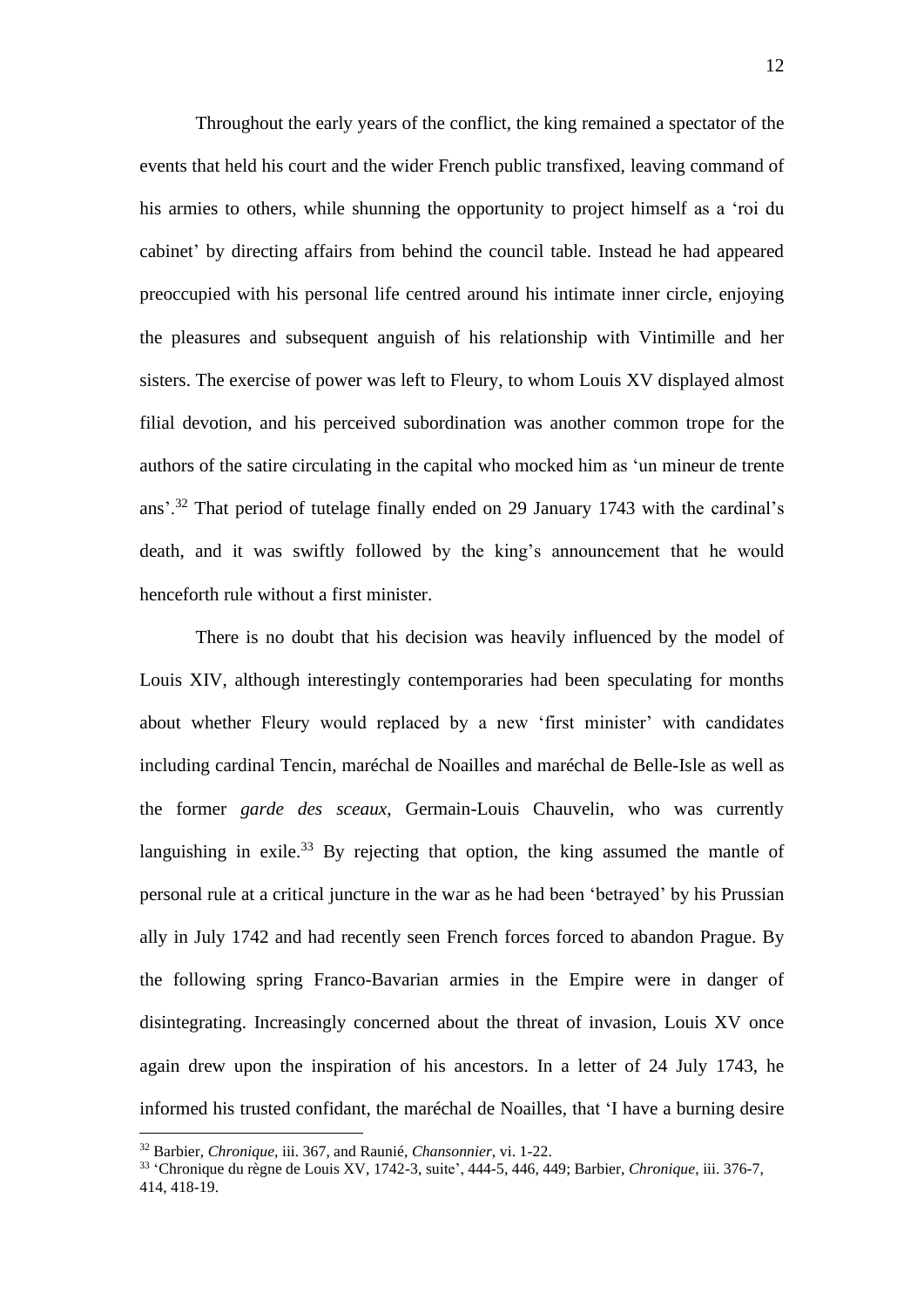Throughout the early years of the conflict, the king remained a spectator of the events that held his court and the wider French public transfixed, leaving command of his armies to others, while shunning the opportunity to project himself as a 'roi du cabinet' by directing affairs from behind the council table. Instead he had appeared preoccupied with his personal life centred around his intimate inner circle, enjoying the pleasures and subsequent anguish of his relationship with Vintimille and her sisters. The exercise of power was left to Fleury, to whom Louis XV displayed almost filial devotion, and his perceived subordination was another common trope for the authors of the satire circulating in the capital who mocked him as 'un mineur de trente ans'.[32] That period of tutelage finally ended on 29 January 1743 with the cardinal's death, and it was swiftly followed by the king's announcement that he would henceforth rule without a first minister.

There is no doubt that his decision was heavily influenced by the model of Louis XIV, although interestingly contemporaries had been speculating for months about whether Fleury would replaced by a new 'first minister' with candidates including cardinal Tencin, maréchal de Noailles and maréchal de Belle-Isle as well as the former *garde des sceaux,* Germain-Louis Chauvelin, who was currently languishing in exile.[33] By rejecting that option, the king assumed the mantle of personal rule at a critical juncture in the war as he had been 'betrayed' by his Prussian ally in July 1742 and had recently seen French forces forced to abandon Prague. By the following spring Franco-Bavarian armies in the Empire were in danger of disintegrating. Increasingly concerned about the threat of invasion, Louis XV once again drew upon the inspiration of his ancestors. In a letter of 24 July 1743, he informed his trusted confidant, the maréchal de Noailles, that 'I have a burning desire

[32] Barbier, *Chronique*, iii. 367, and Raunié, *Chansonnier*, vi. 1-22.

[33] 'Chronique du règne de Louis XV, 1742-3, suite', 444-5, 446, 449; Barbier, *Chronique*, iii. 376-7, 414, 418-19.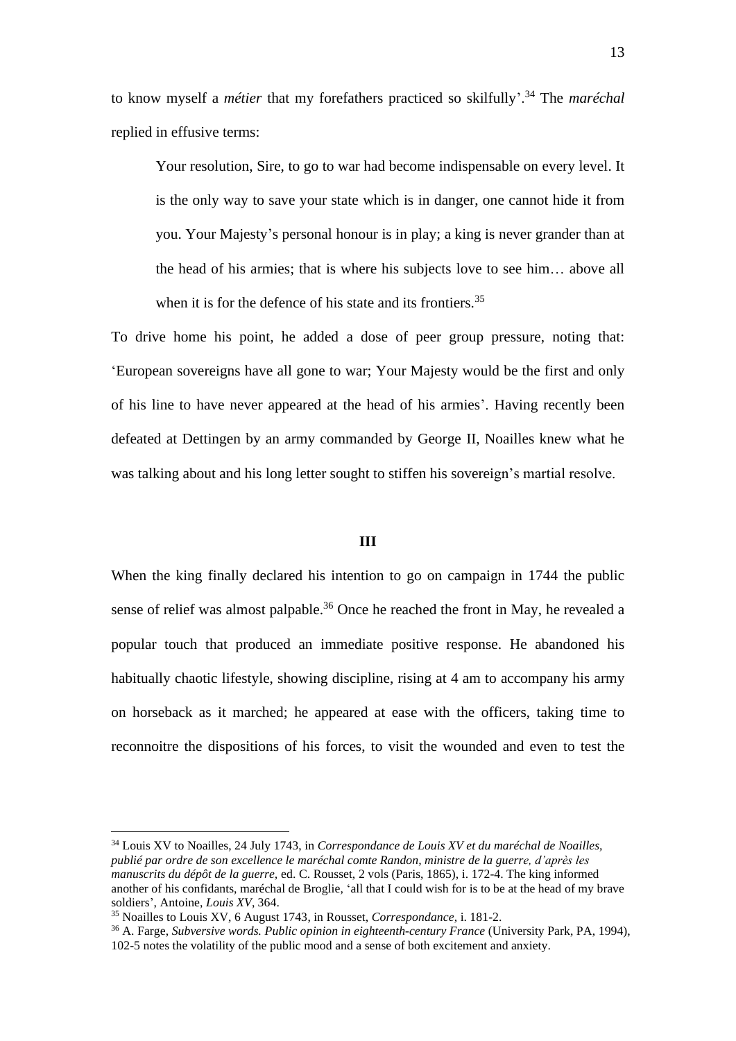to know myself a *métier* that my forefathers practiced so skilfully'.[34] The *maréchal* replied in effusive terms:

> Your resolution, Sire, to go to war had become indispensable on every level. It is the only way to save your state which is in danger, one cannot hide it from you. Your Majesty's personal honour is in play; a king is never grander than at the head of his armies; that is where his subjects love to see him… above all when it is for the defence of his state and its frontiers.[35]

To drive home his point, he added a dose of peer group pressure, noting that: 'European sovereigns have all gone to war; Your Majesty would be the first and only of his line to have never appeared at the head of his armies'. Having recently been defeated at Dettingen by an army commanded by George II, Noailles knew what he was talking about and his long letter sought to stiffen his sovereign's martial resolve.

## III

When the king finally declared his intention to go on campaign in 1744 the public sense of relief was almost palpable.[36] Once he reached the front in May, he revealed a popular touch that produced an immediate positive response. He abandoned his habitually chaotic lifestyle, showing discipline, rising at 4 am to accompany his army on horseback as it marched; he appeared at ease with the officers, taking time to reconnoitre the dispositions of his forces, to visit the wounded and even to test the

---

[34] Louis XV to Noailles, 24 July 1743, in *Correspondance de Louis XV et du maréchal de Noailles, publié par ordre de son excellence le maréchal comte Randon, ministre de la guerre, d'après les manuscrits du dépôt de la guerre,* ed. C. Rousset, 2 vols (Paris, 1865), i. 172-4. The king informed another of his confidants, maréchal de Broglie, 'all that I could wish for is to be at the head of my brave soldiers', Antoine, *Louis XV*, 364.

[35] Noailles to Louis XV, 6 August 1743, in Rousset, *Correspondance*, i. 181-2.

[36] A. Farge, *Subversive words. Public opinion in eighteenth-century France* (University Park, PA, 1994), 102-5 notes the volatility of the public mood and a sense of both excitement and anxiety.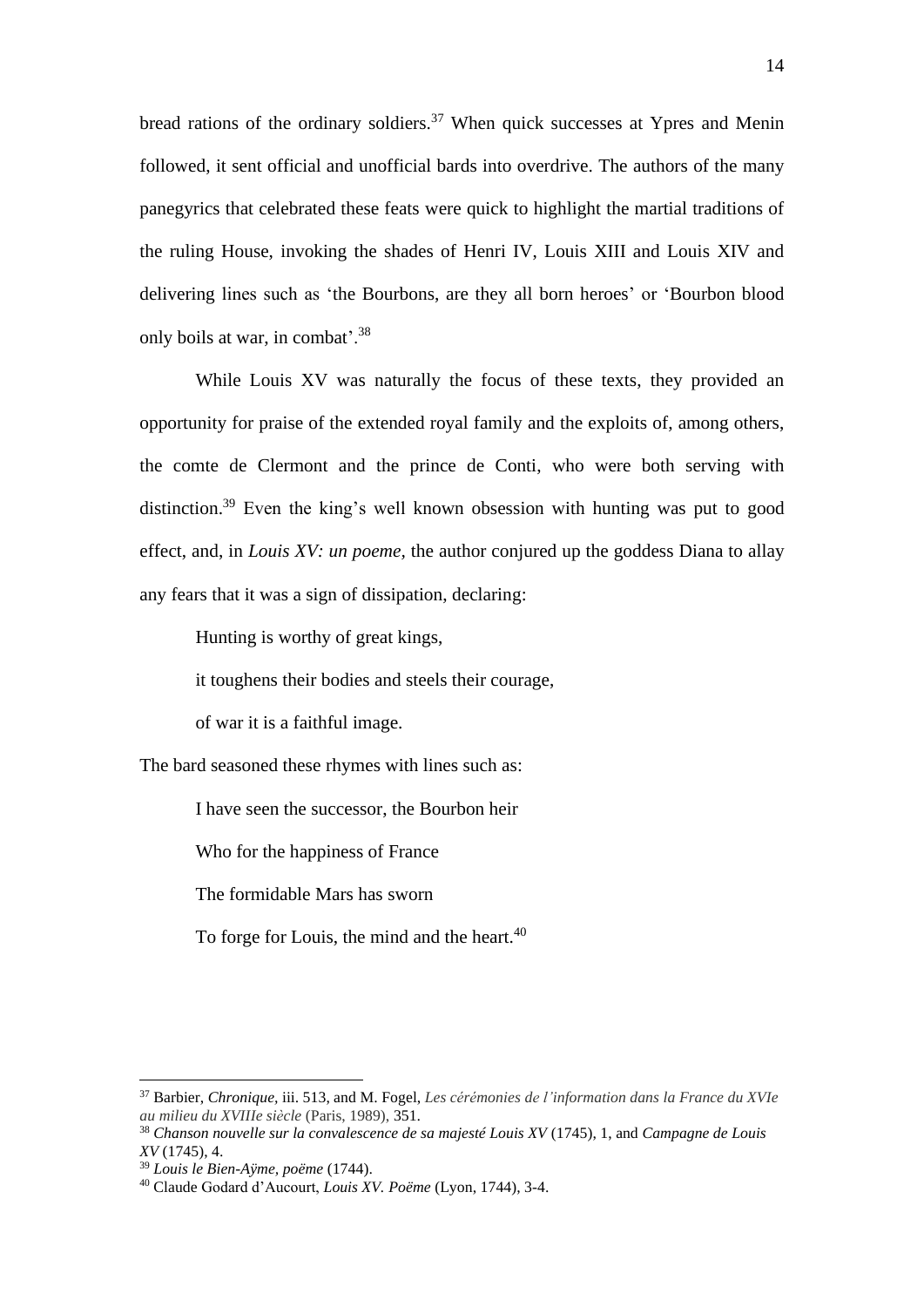bread rations of the ordinary soldiers.[37] When quick successes at Ypres and Menin followed, it sent official and unofficial bards into overdrive. The authors of the many panegyrics that celebrated these feats were quick to highlight the martial traditions of the ruling House, invoking the shades of Henri IV, Louis XIII and Louis XIV and delivering lines such as 'the Bourbons, are they all born heroes' or 'Bourbon blood only boils at war, in combat'.[38]

While Louis XV was naturally the focus of these texts, they provided an opportunity for praise of the extended royal family and the exploits of, among others, the comte de Clermont and the prince de Conti, who were both serving with distinction.[39] Even the king's well known obsession with hunting was put to good effect, and, in *Louis XV: un poeme*, the author conjured up the goddess Diana to allay any fears that it was a sign of dissipation, declaring:

> Hunting is worthy of great kings,
>
> it toughens their bodies and steels their courage,
>
> of war it is a faithful image.

The bard seasoned these rhymes with lines such as:

> I have seen the successor, the Bourbon heir
>
> Who for the happiness of France
>
> The formidable Mars has sworn
>
> To forge for Louis, the mind and the heart.[40]

---

[37] Barbier, *Chronique*, iii. 513, and M. Fogel, *Les cérémonies de l'information dans la France du XVIe au milieu du XVIIIe siècle* (Paris, 1989), 351.

[38] *Chanson nouvelle sur la convalescence de sa majesté Louis XV* (1745), 1, and *Campagne de Louis XV* (1745), 4.

[39] *Louis le Bien-Aÿme, poëme* (1744).

[40] Claude Godard d'Aucourt, *Louis XV. Poëme* (Lyon, 1744), 3-4.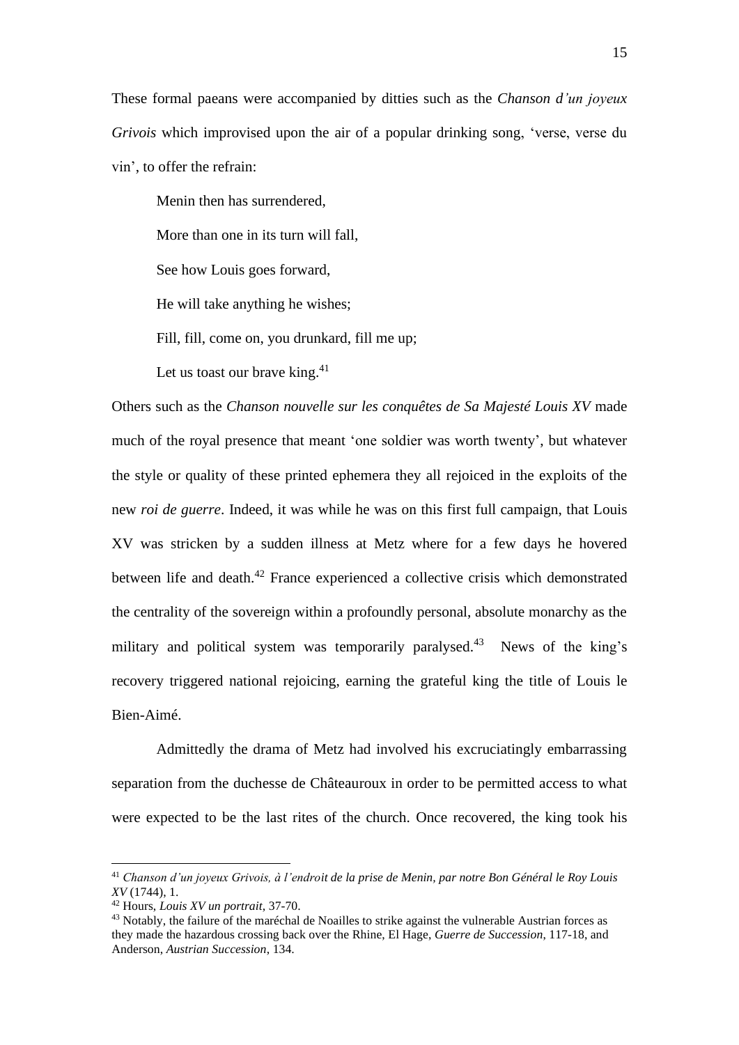These formal paeans were accompanied by ditties such as the *Chanson d'un joyeux Grivois* which improvised upon the air of a popular drinking song, 'verse, verse du vin', to offer the refrain:

> Menin then has surrendered,
>
> More than one in its turn will fall,
>
> See how Louis goes forward,
>
> He will take anything he wishes;
>
> Fill, fill, come on, you drunkard, fill me up;
>
> Let us toast our brave king.[41]

Others such as the *Chanson nouvelle sur les conquêtes de Sa Majesté Louis XV* made much of the royal presence that meant 'one soldier was worth twenty', but whatever the style or quality of these printed ephemera they all rejoiced in the exploits of the new *roi de guerre*. Indeed, it was while he was on this first full campaign, that Louis XV was stricken by a sudden illness at Metz where for a few days he hovered between life and death.[42] France experienced a collective crisis which demonstrated the centrality of the sovereign within a profoundly personal, absolute monarchy as the military and political system was temporarily paralysed.[43] News of the king's recovery triggered national rejoicing, earning the grateful king the title of Louis le Bien-Aimé.

Admittedly the drama of Metz had involved his excruciatingly embarrassing separation from the duchesse de Châteauroux in order to be permitted access to what were expected to be the last rites of the church. Once recovered, the king took his

---

[41] *Chanson d'un joyeux Grivois, à l'endroit de la prise de Menin, par notre Bon Général le Roy Louis XV* (1744), 1.

[42] Hours, *Louis XV un portrait*, 37-70.

[43] Notably, the failure of the maréchal de Noailles to strike against the vulnerable Austrian forces as they made the hazardous crossing back over the Rhine, El Hage, *Guerre de Succession*, 117-18, and Anderson, *Austrian Succession*, 134.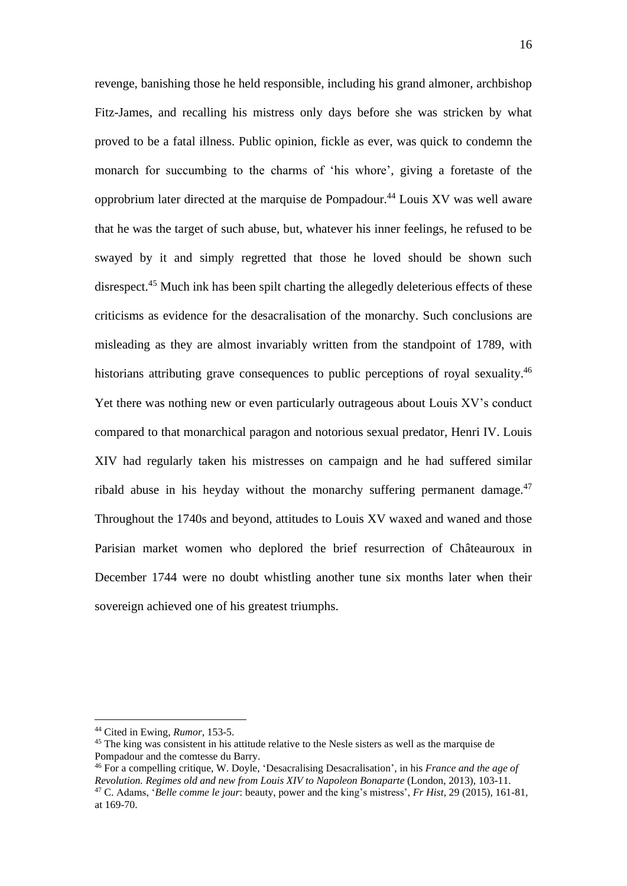revenge, banishing those he held responsible, including his grand almoner, archbishop Fitz-James, and recalling his mistress only days before she was stricken by what proved to be a fatal illness. Public opinion, fickle as ever, was quick to condemn the monarch for succumbing to the charms of 'his whore', giving a foretaste of the opprobrium later directed at the marquise de Pompadour.[44] Louis XV was well aware that he was the target of such abuse, but, whatever his inner feelings, he refused to be swayed by it and simply regretted that those he loved should be shown such disrespect.[45] Much ink has been spilt charting the allegedly deleterious effects of these criticisms as evidence for the desacralisation of the monarchy. Such conclusions are misleading as they are almost invariably written from the standpoint of 1789, with historians attributing grave consequences to public perceptions of royal sexuality.[46] Yet there was nothing new or even particularly outrageous about Louis XV's conduct compared to that monarchical paragon and notorious sexual predator, Henri IV. Louis XIV had regularly taken his mistresses on campaign and he had suffered similar ribald abuse in his heyday without the monarchy suffering permanent damage.[47] Throughout the 1740s and beyond, attitudes to Louis XV waxed and waned and those Parisian market women who deplored the brief resurrection of Châteauroux in December 1744 were no doubt whistling another tune six months later when their sovereign achieved one of his greatest triumphs.

---

[44] Cited in Ewing, *Rumor*, 153-5.

[45] The king was consistent in his attitude relative to the Nesle sisters as well as the marquise de Pompadour and the comtesse du Barry.

[46] For a compelling critique, W. Doyle, 'Desacralising Desacralisation', in his *France and the age of Revolution. Regimes old and new from Louis XIV to Napoleon Bonaparte* (London, 2013), 103-11.

[47] C. Adams, '*Belle comme le jour*: beauty, power and the king's mistress', *Fr Hist*, 29 (2015), 161-81, at 169-70.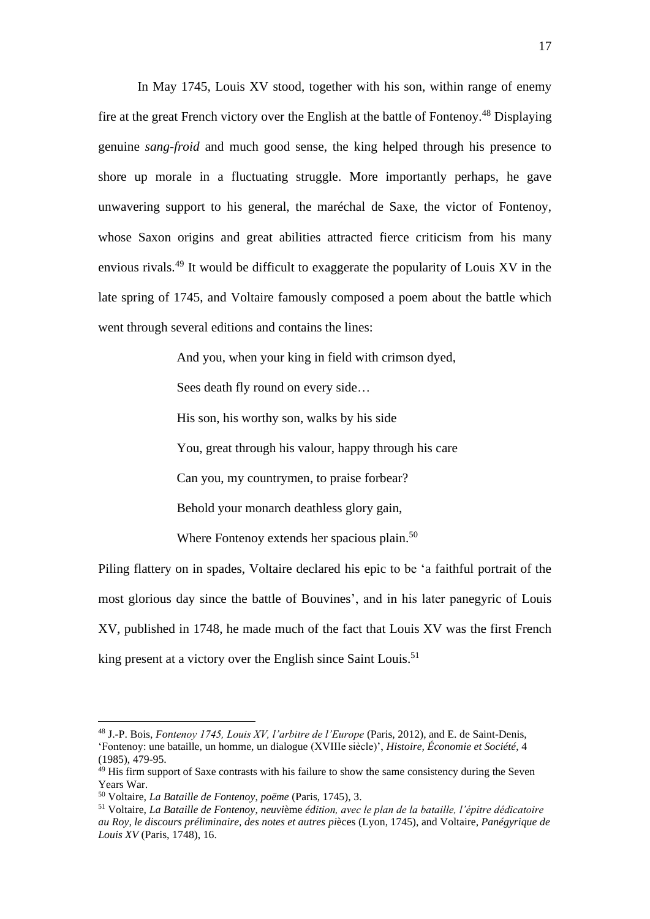In May 1745, Louis XV stood, together with his son, within range of enemy fire at the great French victory over the English at the battle of Fontenoy.[48] Displaying genuine *sang-froid* and much good sense, the king helped through his presence to shore up morale in a fluctuating struggle. More importantly perhaps, he gave unwavering support to his general, the maréchal de Saxe, the victor of Fontenoy, whose Saxon origins and great abilities attracted fierce criticism from his many envious rivals.[49] It would be difficult to exaggerate the popularity of Louis XV in the late spring of 1745, and Voltaire famously composed a poem about the battle which went through several editions and contains the lines:

> And you, when your king in field with crimson dyed,
>
> Sees death fly round on every side…
>
> His son, his worthy son, walks by his side
>
> You, great through his valour, happy through his care
>
> Can you, my countrymen, to praise forbear?
>
> Behold your monarch deathless glory gain,
>
> Where Fontenoy extends her spacious plain.[50]

Piling flattery on in spades, Voltaire declared his epic to be 'a faithful portrait of the most glorious day since the battle of Bouvines', and in his later panegyric of Louis XV, published in 1748, he made much of the fact that Louis XV was the first French king present at a victory over the English since Saint Louis.[51]

---

[48] J.-P. Bois, *Fontenoy 1745, Louis XV, l'arbitre de l'Europe* (Paris, 2012), and E. de Saint-Denis, 'Fontenoy: une bataille, un homme, un dialogue (XVIIIe siècle)', *Histoire, Économie et Société*, 4 (1985), 479-95.

[49] His firm support of Saxe contrasts with his failure to show the same consistency during the Seven Years War.

[50] Voltaire, *La Bataille de Fontenoy, poëme* (Paris, 1745), 3.

[51] Voltaire, *La Bataille de Fontenoy, neuv*ième *édition, avec le plan de la bataille, l'épitre dédicatoire au Roy, le discours préliminaire, des notes et autres pi*èces (Lyon, 1745), and Voltaire, *Panégyrique de Louis XV* (Paris, 1748), 16.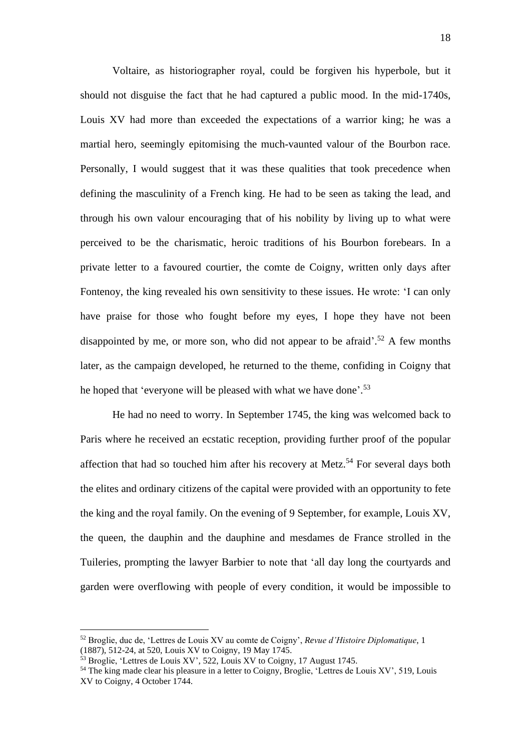Voltaire, as historiographer royal, could be forgiven his hyperbole, but it should not disguise the fact that he had captured a public mood. In the mid-1740s, Louis XV had more than exceeded the expectations of a warrior king; he was a martial hero, seemingly epitomising the much-vaunted valour of the Bourbon race. Personally, I would suggest that it was these qualities that took precedence when defining the masculinity of a French king. He had to be seen as taking the lead, and through his own valour encouraging that of his nobility by living up to what were perceived to be the charismatic, heroic traditions of his Bourbon forebears. In a private letter to a favoured courtier, the comte de Coigny, written only days after Fontenoy, the king revealed his own sensitivity to these issues. He wrote: 'I can only have praise for those who fought before my eyes, I hope they have not been disappointed by me, or more son, who did not appear to be afraid'.[52] A few months later, as the campaign developed, he returned to the theme, confiding in Coigny that he hoped that 'everyone will be pleased with what we have done'.[53]

He had no need to worry. In September 1745, the king was welcomed back to Paris where he received an ecstatic reception, providing further proof of the popular affection that had so touched him after his recovery at Metz.[54] For several days both the elites and ordinary citizens of the capital were provided with an opportunity to fete the king and the royal family. On the evening of 9 September, for example, Louis XV, the queen, the dauphin and the dauphine and mesdames de France strolled in the Tuileries, prompting the lawyer Barbier to note that 'all day long the courtyards and garden were overflowing with people of every condition, it would be impossible to

---

[52] Broglie, duc de, 'Lettres de Louis XV au comte de Coigny', *Revue d'Histoire Diplomatique*, 1 (1887), 512-24, at 520, Louis XV to Coigny, 19 May 1745.

[53] Broglie, 'Lettres de Louis XV', 522, Louis XV to Coigny, 17 August 1745.

[54] The king made clear his pleasure in a letter to Coigny, Broglie, 'Lettres de Louis XV', 519, Louis XV to Coigny, 4 October 1744.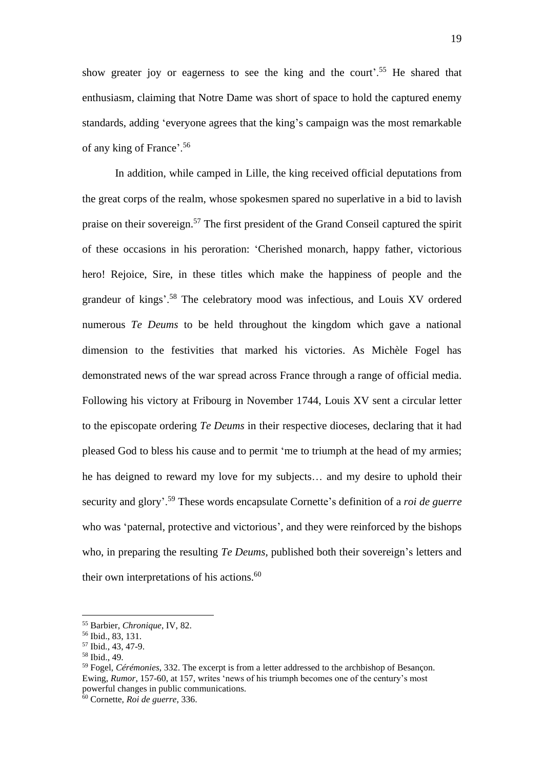show greater joy or eagerness to see the king and the court'.[55] He shared that enthusiasm, claiming that Notre Dame was short of space to hold the captured enemy standards, adding 'everyone agrees that the king's campaign was the most remarkable of any king of France'.[56]

In addition, while camped in Lille, the king received official deputations from the great corps of the realm, whose spokesmen spared no superlative in a bid to lavish praise on their sovereign.[57] The first president of the Grand Conseil captured the spirit of these occasions in his peroration: 'Cherished monarch, happy father, victorious hero! Rejoice, Sire, in these titles which make the happiness of people and the grandeur of kings'.[58] The celebratory mood was infectious, and Louis XV ordered numerous *Te Deums* to be held throughout the kingdom which gave a national dimension to the festivities that marked his victories. As Michèle Fogel has demonstrated news of the war spread across France through a range of official media. Following his victory at Fribourg in November 1744, Louis XV sent a circular letter to the episcopate ordering *Te Deums* in their respective dioceses, declaring that it had pleased God to bless his cause and to permit 'me to triumph at the head of my armies; he has deigned to reward my love for my subjects… and my desire to uphold their security and glory'.[59] These words encapsulate Cornette's definition of a *roi de guerre* who was 'paternal, protective and victorious', and they were reinforced by the bishops who, in preparing the resulting *Te Deums*, published both their sovereign's letters and their own interpretations of his actions.[60]

---

[55] Barbier, *Chronique*, IV, 82.

[56] Ibid., 83, 131.

[57] Ibid., 43, 47-9.

[58] Ibid., 49.

[59] Fogel, *Cérémonies*, 332. The excerpt is from a letter addressed to the archbishop of Besançon. Ewing, *Rumor*, 157-60, at 157, writes 'news of his triumph becomes one of the century's most powerful changes in public communications.

[60] Cornette, *Roi de guerre*, 336.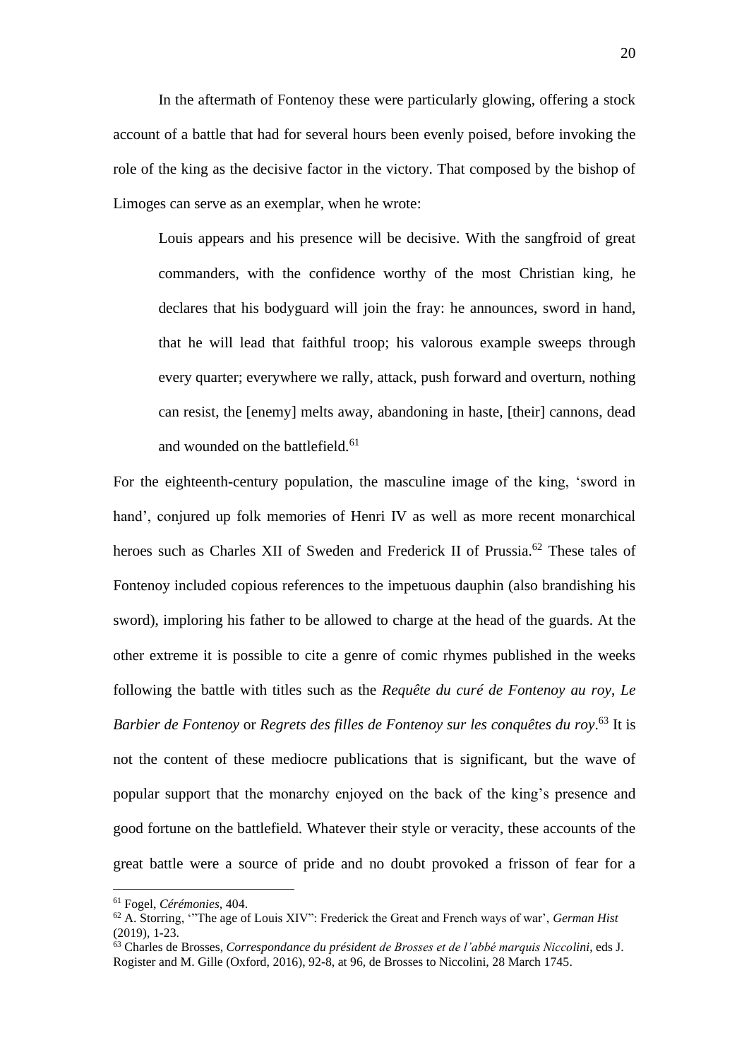In the aftermath of Fontenoy these were particularly glowing, offering a stock account of a battle that had for several hours been evenly poised, before invoking the role of the king as the decisive factor in the victory. That composed by the bishop of Limoges can serve as an exemplar, when he wrote:

> Louis appears and his presence will be decisive. With the sangfroid of great commanders, with the confidence worthy of the most Christian king, he declares that his bodyguard will join the fray: he announces, sword in hand, that he will lead that faithful troop; his valorous example sweeps through every quarter; everywhere we rally, attack, push forward and overturn, nothing can resist, the [enemy] melts away, abandoning in haste, [their] cannons, dead and wounded on the battlefield.[61]

For the eighteenth-century population, the masculine image of the king, 'sword in hand', conjured up folk memories of Henri IV as well as more recent monarchical heroes such as Charles XII of Sweden and Frederick II of Prussia.[62] These tales of Fontenoy included copious references to the impetuous dauphin (also brandishing his sword), imploring his father to be allowed to charge at the head of the guards. At the other extreme it is possible to cite a genre of comic rhymes published in the weeks following the battle with titles such as the *Requête du curé de Fontenoy au roy*, *Le Barbier de Fontenoy* or *Regrets des filles de Fontenoy sur les conquêtes du roy*.[63] It is not the content of these mediocre publications that is significant, but the wave of popular support that the monarchy enjoyed on the back of the king's presence and good fortune on the battlefield. Whatever their style or veracity, these accounts of the great battle were a source of pride and no doubt provoked a frisson of fear for a

---

[61] Fogel, *Cérémonies*, 404.

[62] A. Storring, '"The age of Louis XIV": Frederick the Great and French ways of war', *German Hist* (2019), 1-23.

[63] Charles de Brosses, *Correspondance du président de Brosses et de l'abbé marquis Niccolini*, eds J. Rogister and M. Gille (Oxford, 2016), 92-8, at 96, de Brosses to Niccolini, 28 March 1745.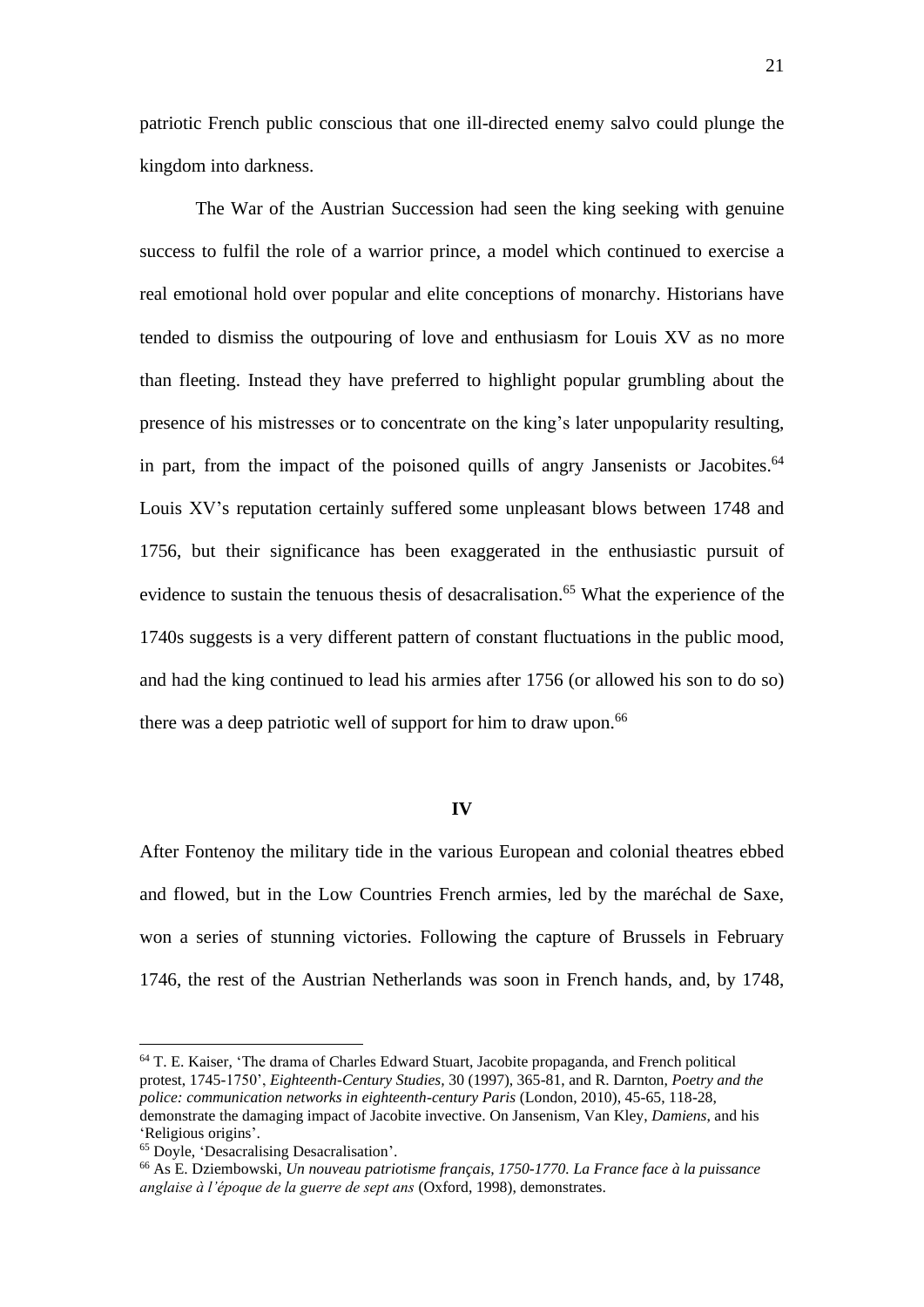patriotic French public conscious that one ill-directed enemy salvo could plunge the kingdom into darkness.

The War of the Austrian Succession had seen the king seeking with genuine success to fulfil the role of a warrior prince, a model which continued to exercise a real emotional hold over popular and elite conceptions of monarchy. Historians have tended to dismiss the outpouring of love and enthusiasm for Louis XV as no more than fleeting. Instead they have preferred to highlight popular grumbling about the presence of his mistresses or to concentrate on the king's later unpopularity resulting, in part, from the impact of the poisoned quills of angry Jansenists or Jacobites.[64] Louis XV's reputation certainly suffered some unpleasant blows between 1748 and 1756, but their significance has been exaggerated in the enthusiastic pursuit of evidence to sustain the tenuous thesis of desacralisation.[65] What the experience of the 1740s suggests is a very different pattern of constant fluctuations in the public mood, and had the king continued to lead his armies after 1756 (or allowed his son to do so) there was a deep patriotic well of support for him to draw upon.[66]

## IV

After Fontenoy the military tide in the various European and colonial theatres ebbed and flowed, but in the Low Countries French armies, led by the maréchal de Saxe, won a series of stunning victories. Following the capture of Brussels in February 1746, the rest of the Austrian Netherlands was soon in French hands, and, by 1748,

---

[64] T. E. Kaiser, 'The drama of Charles Edward Stuart, Jacobite propaganda, and French political protest, 1745-1750', *Eighteenth-Century Studies*, 30 (1997), 365-81, and R. Darnton, *Poetry and the police: communication networks in eighteenth-century Paris* (London, 2010), 45-65, 118-28, demonstrate the damaging impact of Jacobite invective. On Jansenism, Van Kley, *Damiens*, and his 'Religious origins'.

[65] Doyle, 'Desacralising Desacralisation'.

[66] As E. Dziembowski, *Un nouveau patriotisme français, 1750-1770. La France face à la puissance anglaise à l'époque de la guerre de sept ans* (Oxford, 1998), demonstrates.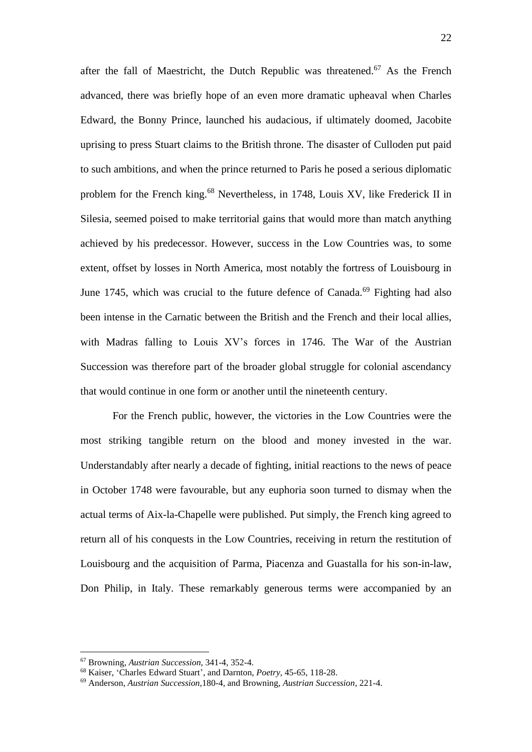after the fall of Maestricht, the Dutch Republic was threatened.[67] As the French advanced, there was briefly hope of an even more dramatic upheaval when Charles Edward, the Bonny Prince, launched his audacious, if ultimately doomed, Jacobite uprising to press Stuart claims to the British throne. The disaster of Culloden put paid to such ambitions, and when the prince returned to Paris he posed a serious diplomatic problem for the French king.[68] Nevertheless, in 1748, Louis XV, like Frederick II in Silesia, seemed poised to make territorial gains that would more than match anything achieved by his predecessor. However, success in the Low Countries was, to some extent, offset by losses in North America, most notably the fortress of Louisbourg in June 1745, which was crucial to the future defence of Canada.[69] Fighting had also been intense in the Carnatic between the British and the French and their local allies, with Madras falling to Louis XV's forces in 1746. The War of the Austrian Succession was therefore part of the broader global struggle for colonial ascendancy that would continue in one form or another until the nineteenth century.

For the French public, however, the victories in the Low Countries were the most striking tangible return on the blood and money invested in the war. Understandably after nearly a decade of fighting, initial reactions to the news of peace in October 1748 were favourable, but any euphoria soon turned to dismay when the actual terms of Aix-la-Chapelle were published. Put simply, the French king agreed to return all of his conquests in the Low Countries, receiving in return the restitution of Louisbourg and the acquisition of Parma, Piacenza and Guastalla for his son-in-law, Don Philip, in Italy. These remarkably generous terms were accompanied by an

---

[67] Browning, *Austrian Succession*, 341-4, 352-4.

[68] Kaiser, 'Charles Edward Stuart', and Darnton, *Poetry*, 45-65, 118-28.

[69] Anderson, *Austrian Succession*,180-4, and Browning, *Austrian Succession*, 221-4.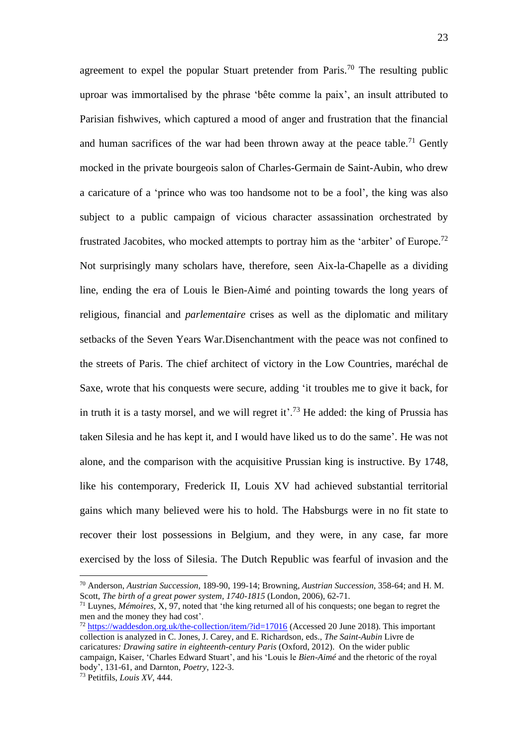agreement to expel the popular Stuart pretender from Paris.[70] The resulting public uproar was immortalised by the phrase 'bête comme la paix', an insult attributed to Parisian fishwives, which captured a mood of anger and frustration that the financial and human sacrifices of the war had been thrown away at the peace table.[71] Gently mocked in the private bourgeois salon of Charles-Germain de Saint-Aubin, who drew a caricature of a 'prince who was too handsome not to be a fool', the king was also subject to a public campaign of vicious character assassination orchestrated by frustrated Jacobites, who mocked attempts to portray him as the 'arbiter' of Europe.[72] Not surprisingly many scholars have, therefore, seen Aix-la-Chapelle as a dividing line, ending the era of Louis le Bien-Aimé and pointing towards the long years of religious, financial and *parlementaire* crises as well as the diplomatic and military setbacks of the Seven Years War.Disenchantment with the peace was not confined to the streets of Paris. The chief architect of victory in the Low Countries, maréchal de Saxe, wrote that his conquests were secure, adding 'it troubles me to give it back, for in truth it is a tasty morsel, and we will regret it'.[73] He added: the king of Prussia has taken Silesia and he has kept it, and I would have liked us to do the same'. He was not alone, and the comparison with the acquisitive Prussian king is instructive. By 1748, like his contemporary, Frederick II, Louis XV had achieved substantial territorial gains which many believed were his to hold. The Habsburgs were in no fit state to recover their lost possessions in Belgium, and they were, in any case, far more exercised by the loss of Silesia. The Dutch Republic was fearful of invasion and the

---

[70] Anderson, *Austrian Succession,* 189-90, 199-14; Browning, *Austrian Succession*, 358-64; and H. M. Scott, *The birth of a great power system, 1740-1815* (London, 2006), 62-71.

[71] Luynes, *Mémoires,* X, 97, noted that 'the king returned all of his conquests; one began to regret the men and the money they had cost'.

[72] https://waddesdon.org.uk/the-collection/item/?id=17016 (Accessed 20 June 2018). This important collection is analyzed in C. Jones, J. Carey, and E. Richardson, eds., *The Saint-Aubin* Livre de caricatures*: Drawing satire in eighteenth-century Paris* (Oxford, 2012). On the wider public campaign, Kaiser, 'Charles Edward Stuart', and his 'Louis le *Bien-Aimé* and the rhetoric of the royal body', 131-61, and Darnton, *Poetry*, 122-3.

[73] Petitfils, *Louis XV*, 444.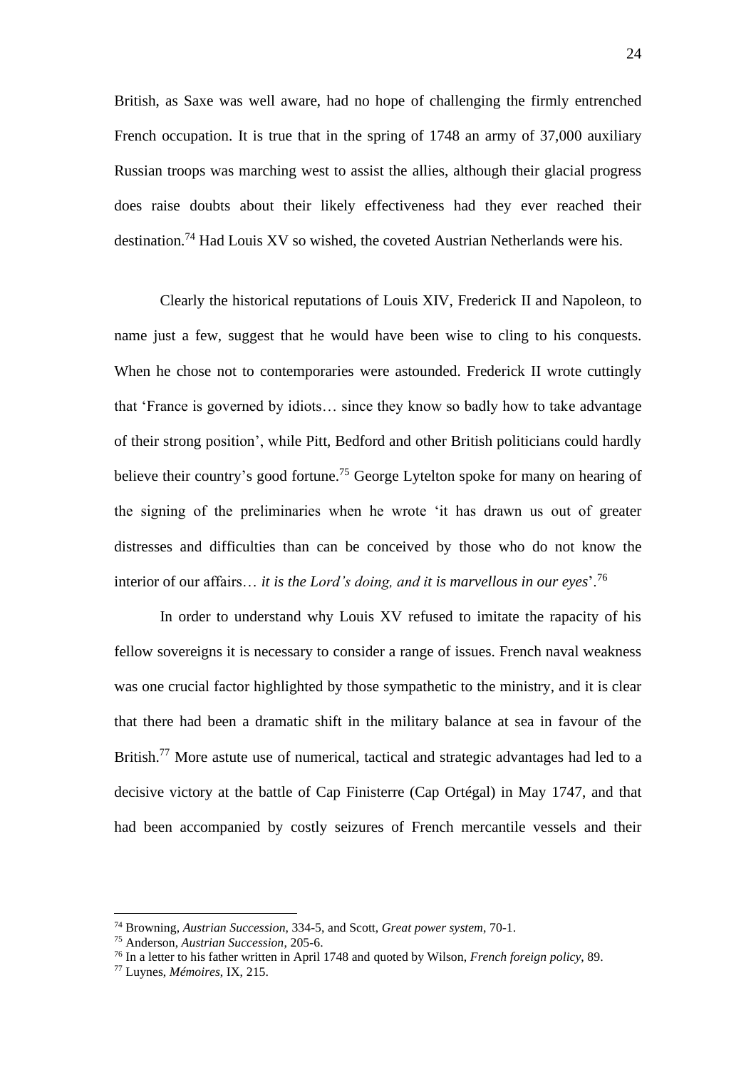British, as Saxe was well aware, had no hope of challenging the firmly entrenched French occupation. It is true that in the spring of 1748 an army of 37,000 auxiliary Russian troops was marching west to assist the allies, although their glacial progress does raise doubts about their likely effectiveness had they ever reached their destination.[74] Had Louis XV so wished, the coveted Austrian Netherlands were his.

Clearly the historical reputations of Louis XIV, Frederick II and Napoleon, to name just a few, suggest that he would have been wise to cling to his conquests. When he chose not to contemporaries were astounded. Frederick II wrote cuttingly that 'France is governed by idiots… since they know so badly how to take advantage of their strong position', while Pitt, Bedford and other British politicians could hardly believe their country's good fortune.[75] George Lytelton spoke for many on hearing of the signing of the preliminaries when he wrote 'it has drawn us out of greater distresses and difficulties than can be conceived by those who do not know the interior of our affairs… *it is the Lord's doing, and it is marvellous in our eyes*'.[76]

In order to understand why Louis XV refused to imitate the rapacity of his fellow sovereigns it is necessary to consider a range of issues. French naval weakness was one crucial factor highlighted by those sympathetic to the ministry, and it is clear that there had been a dramatic shift in the military balance at sea in favour of the British.[77] More astute use of numerical, tactical and strategic advantages had led to a decisive victory at the battle of Cap Finisterre (Cap Ortégal) in May 1747, and that had been accompanied by costly seizures of French mercantile vessels and their

---

[74] Browning, *Austrian Succession*, 334-5, and Scott, *Great power system*, 70-1.

[75] Anderson, *Austrian Succession*, 205-6.

[76] In a letter to his father written in April 1748 and quoted by Wilson, *French foreign policy*, 89.

[77] Luynes, *Mémoires*, IX, 215.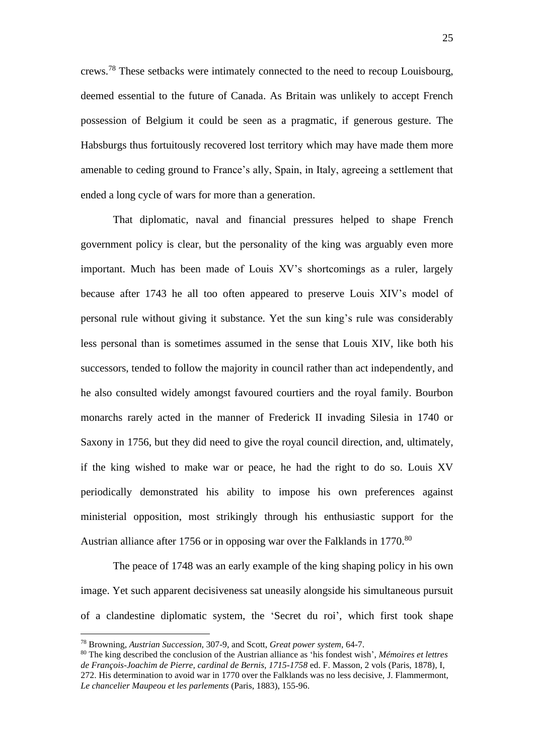crews.[78] These setbacks were intimately connected to the need to recoup Louisbourg, deemed essential to the future of Canada. As Britain was unlikely to accept French possession of Belgium it could be seen as a pragmatic, if generous gesture. The Habsburgs thus fortuitously recovered lost territory which may have made them more amenable to ceding ground to France's ally, Spain, in Italy, agreeing a settlement that ended a long cycle of wars for more than a generation.

That diplomatic, naval and financial pressures helped to shape French government policy is clear, but the personality of the king was arguably even more important. Much has been made of Louis XV's shortcomings as a ruler, largely because after 1743 he all too often appeared to preserve Louis XIV's model of personal rule without giving it substance. Yet the sun king's rule was considerably less personal than is sometimes assumed in the sense that Louis XIV, like both his successors, tended to follow the majority in council rather than act independently, and he also consulted widely amongst favoured courtiers and the royal family. Bourbon monarchs rarely acted in the manner of Frederick II invading Silesia in 1740 or Saxony in 1756, but they did need to give the royal council direction, and, ultimately, if the king wished to make war or peace, he had the right to do so. Louis XV periodically demonstrated his ability to impose his own preferences against ministerial opposition, most strikingly through his enthusiastic support for the Austrian alliance after 1756 or in opposing war over the Falklands in 1770.[80]

The peace of 1748 was an early example of the king shaping policy in his own image. Yet such apparent decisiveness sat uneasily alongside his simultaneous pursuit of a clandestine diplomatic system, the 'Secret du roi', which first took shape

---

[78] Browning, *Austrian Succession*, 307-9, and Scott, *Great power system*, 64-7.

[80] The king described the conclusion of the Austrian alliance as 'his fondest wish', *Mémoires et lettres de François-Joachim de Pierre, cardinal de Bernis, 1715-1758* ed. F. Masson, 2 vols (Paris, 1878), I, 272. His determination to avoid war in 1770 over the Falklands was no less decisive, J. Flammermont, *Le chancelier Maupeou et les parlements* (Paris, 1883), 155-96.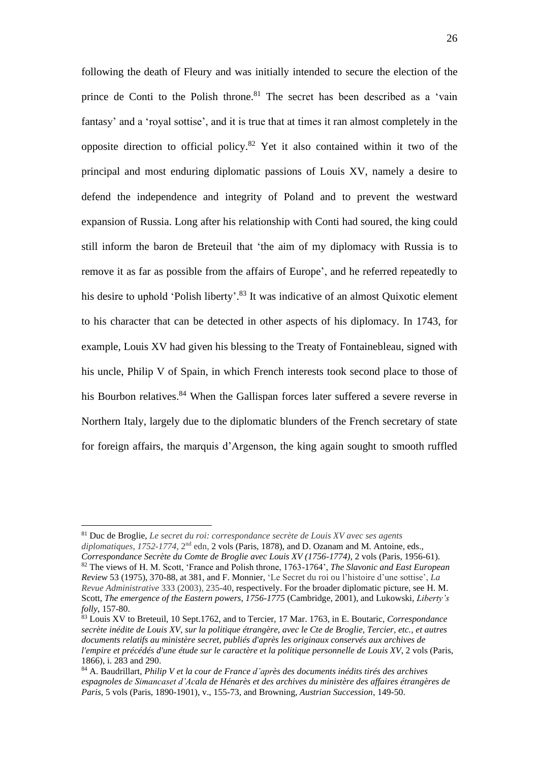following the death of Fleury and was initially intended to secure the election of the prince de Conti to the Polish throne.[81] The secret has been described as a 'vain fantasy' and a 'royal sottise', and it is true that at times it ran almost completely in the opposite direction to official policy.[82] Yet it also contained within it two of the principal and most enduring diplomatic passions of Louis XV, namely a desire to defend the independence and integrity of Poland and to prevent the westward expansion of Russia. Long after his relationship with Conti had soured, the king could still inform the baron de Breteuil that 'the aim of my diplomacy with Russia is to remove it as far as possible from the affairs of Europe', and he referred repeatedly to his desire to uphold 'Polish liberty'.[83] It was indicative of an almost Quixotic element to his character that can be detected in other aspects of his diplomacy. In 1743, for example, Louis XV had given his blessing to the Treaty of Fontainebleau, signed with his uncle, Philip V of Spain, in which French interests took second place to those of his Bourbon relatives.[84] When the Gallispan forces later suffered a severe reverse in Northern Italy, largely due to the diplomatic blunders of the French secretary of state for foreign affairs, the marquis d'Argenson, the king again sought to smooth ruffled

---

[81] Duc de Broglie, *Le secret du roi: correspondance secrète de Louis XV avec ses agents diplomatiques, 1752-1774*, 2nd edn, 2 vols (Paris, 1878), and D. Ozanam and M. Antoine, eds., *Correspondance Secrète du Comte de Broglie avec Louis XV (1756-1774)*, 2 vols (Paris, 1956-61).

[82] The views of H. M. Scott, 'France and Polish throne, 1763-1764', *The Slavonic and East European Review* 53 (1975), 370-88, at 381, and F. Monnier, 'Le Secret du roi ou l'histoire d'une sottise', *La Revue Administrative* 333 (2003), 235-40, respectively. For the broader diplomatic picture, see H. M. Scott, *The emergence of the Eastern powers, 1756-1775* (Cambridge, 2001), and Lukowski, *Liberty's folly*, 157-80.

[83] Louis XV to Breteuil, 10 Sept.1762, and to Tercier, 17 Mar. 1763, in E. Boutaric, *Correspondance secrète inédite de Louis XV, sur la politique étrangère, avec le Cte de Broglie, Tercier, etc., et autres documents relatifs au ministère secret, publiés d'après les originaux conservés aux archives de l'empire et précédés d'une étude sur le caractère et la politique personnelle de Louis XV*, 2 vols (Paris, 1866), i. 283 and 290.

[84] A. Baudrillart, *Philip V et la cour de France d'après des documents inédits tirés des archives espagnoles de Simancaset d'Acala de Hénarès et des archives du ministère des affaires étrangères de Paris*, 5 vols (Paris, 1890-1901), v., 155-73, and Browning, *Austrian Succession*, 149-50.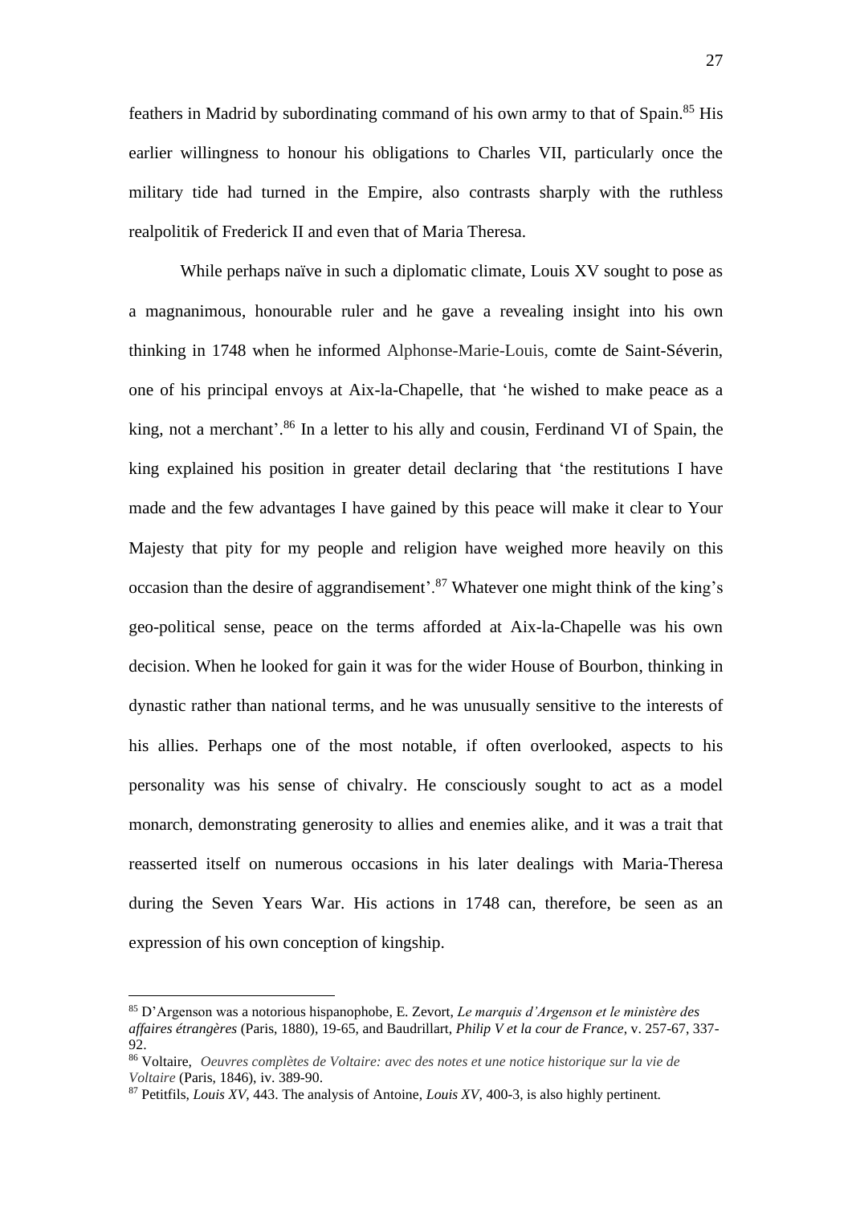feathers in Madrid by subordinating command of his own army to that of Spain.[85] His earlier willingness to honour his obligations to Charles VII, particularly once the military tide had turned in the Empire, also contrasts sharply with the ruthless realpolitik of Frederick II and even that of Maria Theresa.

While perhaps naïve in such a diplomatic climate, Louis XV sought to pose as a magnanimous, honourable ruler and he gave a revealing insight into his own thinking in 1748 when he informed Alphonse-Marie-Louis, comte de Saint-Séverin, one of his principal envoys at Aix-la-Chapelle, that 'he wished to make peace as a king, not a merchant'.[86] In a letter to his ally and cousin, Ferdinand VI of Spain, the king explained his position in greater detail declaring that 'the restitutions I have made and the few advantages I have gained by this peace will make it clear to Your Majesty that pity for my people and religion have weighed more heavily on this occasion than the desire of aggrandisement'.[87] Whatever one might think of the king's geo-political sense, peace on the terms afforded at Aix-la-Chapelle was his own decision. When he looked for gain it was for the wider House of Bourbon, thinking in dynastic rather than national terms, and he was unusually sensitive to the interests of his allies. Perhaps one of the most notable, if often overlooked, aspects to his personality was his sense of chivalry. He consciously sought to act as a model monarch, demonstrating generosity to allies and enemies alike, and it was a trait that reasserted itself on numerous occasions in his later dealings with Maria-Theresa during the Seven Years War. His actions in 1748 can, therefore, be seen as an expression of his own conception of kingship.

---

[85] D'Argenson was a notorious hispanophobe, E. Zevort, *Le marquis d'Argenson et le ministère des affaires étrangères* (Paris, 1880), 19-65, and Baudrillart, *Philip V et la cour de France*, v. 257-67, 337-92.

[86] Voltaire, *Oeuvres complètes de Voltaire: avec des notes et une notice historique sur la vie de Voltaire* (Paris, 1846), iv. 389-90.

[87] Petitfils, *Louis XV*, 443. The analysis of Antoine, *Louis XV*, 400-3, is also highly pertinent.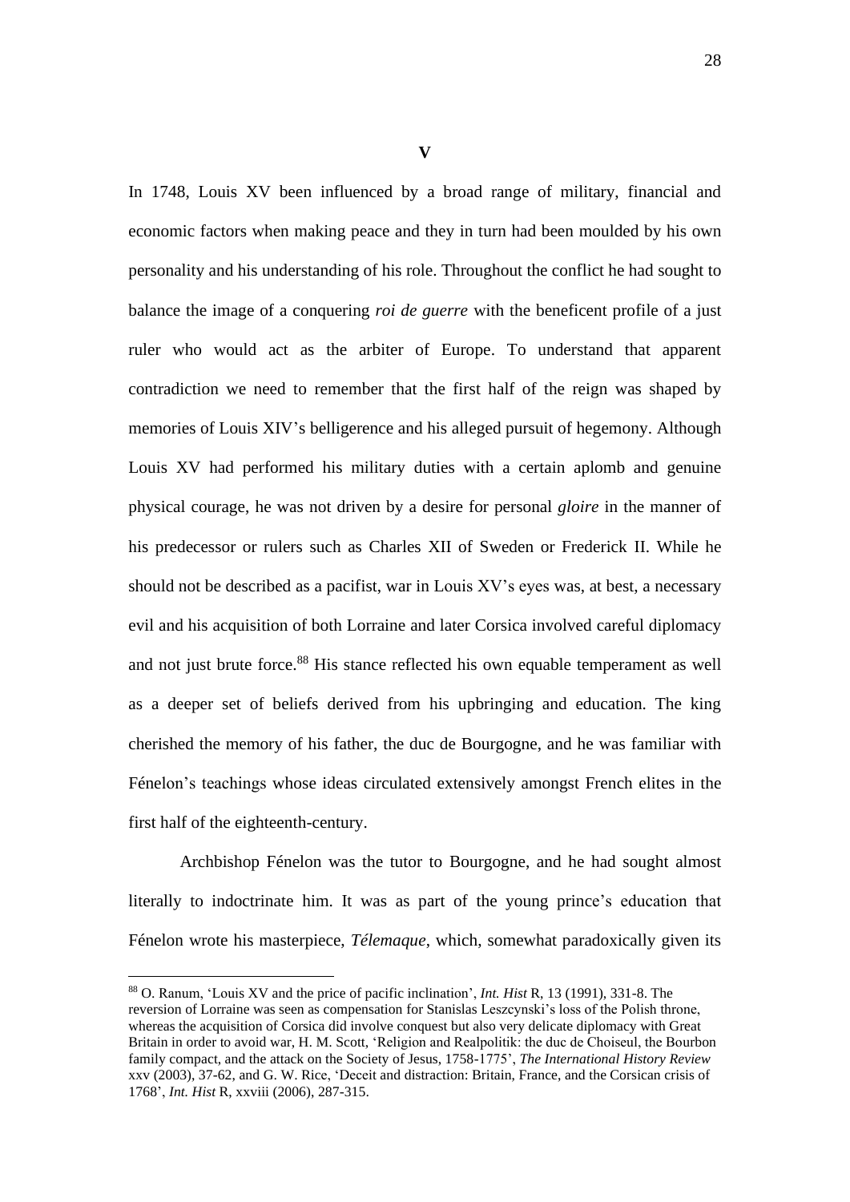## V

In 1748, Louis XV been influenced by a broad range of military, financial and economic factors when making peace and they in turn had been moulded by his own personality and his understanding of his role. Throughout the conflict he had sought to balance the image of a conquering *roi de guerre* with the beneficent profile of a just ruler who would act as the arbiter of Europe. To understand that apparent contradiction we need to remember that the first half of the reign was shaped by memories of Louis XIV's belligerence and his alleged pursuit of hegemony. Although Louis XV had performed his military duties with a certain aplomb and genuine physical courage, he was not driven by a desire for personal *gloire* in the manner of his predecessor or rulers such as Charles XII of Sweden or Frederick II. While he should not be described as a pacifist, war in Louis XV's eyes was, at best, a necessary evil and his acquisition of both Lorraine and later Corsica involved careful diplomacy and not just brute force.[88] His stance reflected his own equable temperament as well as a deeper set of beliefs derived from his upbringing and education. The king cherished the memory of his father, the duc de Bourgogne, and he was familiar with Fénelon's teachings whose ideas circulated extensively amongst French elites in the first half of the eighteenth-century.

Archbishop Fénelon was the tutor to Bourgogne, and he had sought almost literally to indoctrinate him. It was as part of the young prince's education that Fénelon wrote his masterpiece, *Télemaque*, which, somewhat paradoxically given its

[88] O. Ranum, 'Louis XV and the price of pacific inclination', *Int. Hist* R, 13 (1991), 331-8. The reversion of Lorraine was seen as compensation for Stanislas Leszcynski's loss of the Polish throne, whereas the acquisition of Corsica did involve conquest but also very delicate diplomacy with Great Britain in order to avoid war, H. M. Scott, 'Religion and Realpolitik: the duc de Choiseul, the Bourbon family compact, and the attack on the Society of Jesus, 1758-1775', *The International History Review* xxv (2003), 37-62, and G. W. Rice, 'Deceit and distraction: Britain, France, and the Corsican crisis of 1768', *Int. Hist* R, xxviii (2006), 287-315.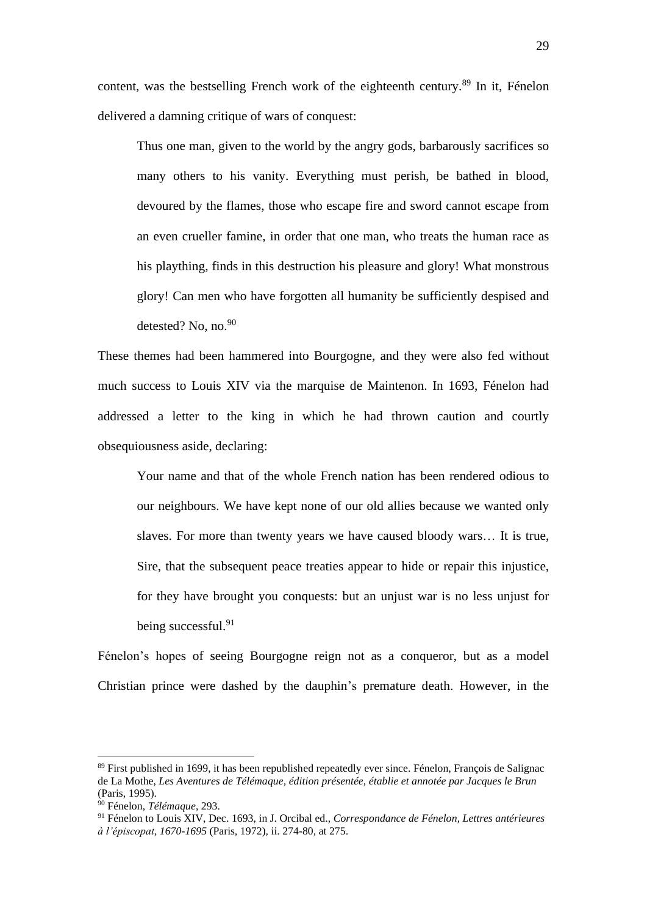content, was the bestselling French work of the eighteenth century.[89] In it, Fénelon delivered a damning critique of wars of conquest:

> Thus one man, given to the world by the angry gods, barbarously sacrifices so many others to his vanity. Everything must perish, be bathed in blood, devoured by the flames, those who escape fire and sword cannot escape from an even crueller famine, in order that one man, who treats the human race as his plaything, finds in this destruction his pleasure and glory! What monstrous glory! Can men who have forgotten all humanity be sufficiently despised and detested? No, no.[90]

These themes had been hammered into Bourgogne, and they were also fed without much success to Louis XIV via the marquise de Maintenon. In 1693, Fénelon had addressed a letter to the king in which he had thrown caution and courtly obsequiousness aside, declaring:

> Your name and that of the whole French nation has been rendered odious to our neighbours. We have kept none of our old allies because we wanted only slaves. For more than twenty years we have caused bloody wars… It is true, Sire, that the subsequent peace treaties appear to hide or repair this injustice, for they have brought you conquests: but an unjust war is no less unjust for being successful.[91]

Fénelon's hopes of seeing Bourgogne reign not as a conqueror, but as a model Christian prince were dashed by the dauphin's premature death. However, in the

---

[89] First published in 1699, it has been republished repeatedly ever since. Fénelon, François de Salignac de La Mothe, *Les Aventures de Télémaque, édition présentée, établie et annotée par Jacques le Brun* (Paris, 1995).

[90] Fénelon, *Télémaque*, 293.

[91] Fénelon to Louis XIV, Dec. 1693, in J. Orcibal ed., *Correspondance de Fénelon, Lettres antérieures à l'épiscopat, 1670-1695* (Paris, 1972), ii. 274-80, at 275.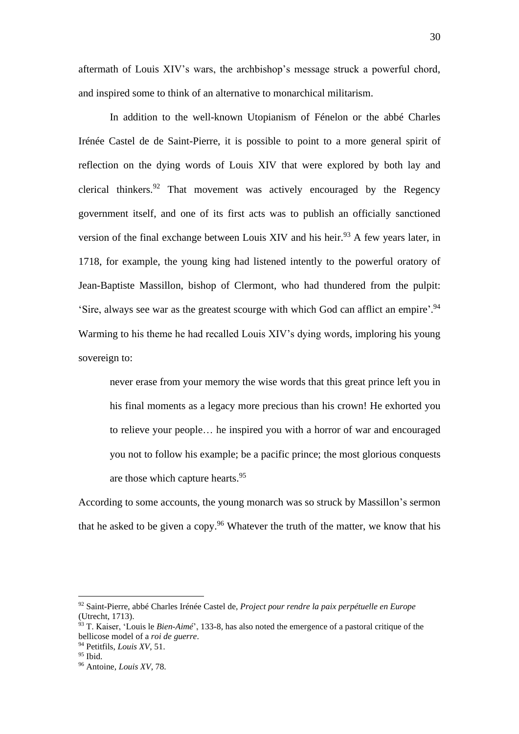aftermath of Louis XIV's wars, the archbishop's message struck a powerful chord, and inspired some to think of an alternative to monarchical militarism.

In addition to the well-known Utopianism of Fénelon or the abbé Charles Irénée Castel de de Saint-Pierre, it is possible to point to a more general spirit of reflection on the dying words of Louis XIV that were explored by both lay and clerical thinkers.[92] That movement was actively encouraged by the Regency government itself, and one of its first acts was to publish an officially sanctioned version of the final exchange between Louis XIV and his heir.[93] A few years later, in 1718, for example, the young king had listened intently to the powerful oratory of Jean-Baptiste Massillon, bishop of Clermont, who had thundered from the pulpit: 'Sire, always see war as the greatest scourge with which God can afflict an empire'.[94] Warming to his theme he had recalled Louis XIV's dying words, imploring his young sovereign to:

> never erase from your memory the wise words that this great prince left you in his final moments as a legacy more precious than his crown! He exhorted you to relieve your people… he inspired you with a horror of war and encouraged you not to follow his example; be a pacific prince; the most glorious conquests are those which capture hearts.[95]

According to some accounts, the young monarch was so struck by Massillon's sermon that he asked to be given a copy.[96] Whatever the truth of the matter, we know that his

---

[92] Saint-Pierre, abbé Charles Irénée Castel de, *Project pour rendre la paix perpétuelle en Europe* (Utrecht, 1713).

[93] T. Kaiser, 'Louis le *Bien-Aimé*', 133-8, has also noted the emergence of a pastoral critique of the bellicose model of a *roi de guerre*.

[94] Petitfils, *Louis XV*, 51.

[95] Ibid.

[96] Antoine, *Louis XV*, 78.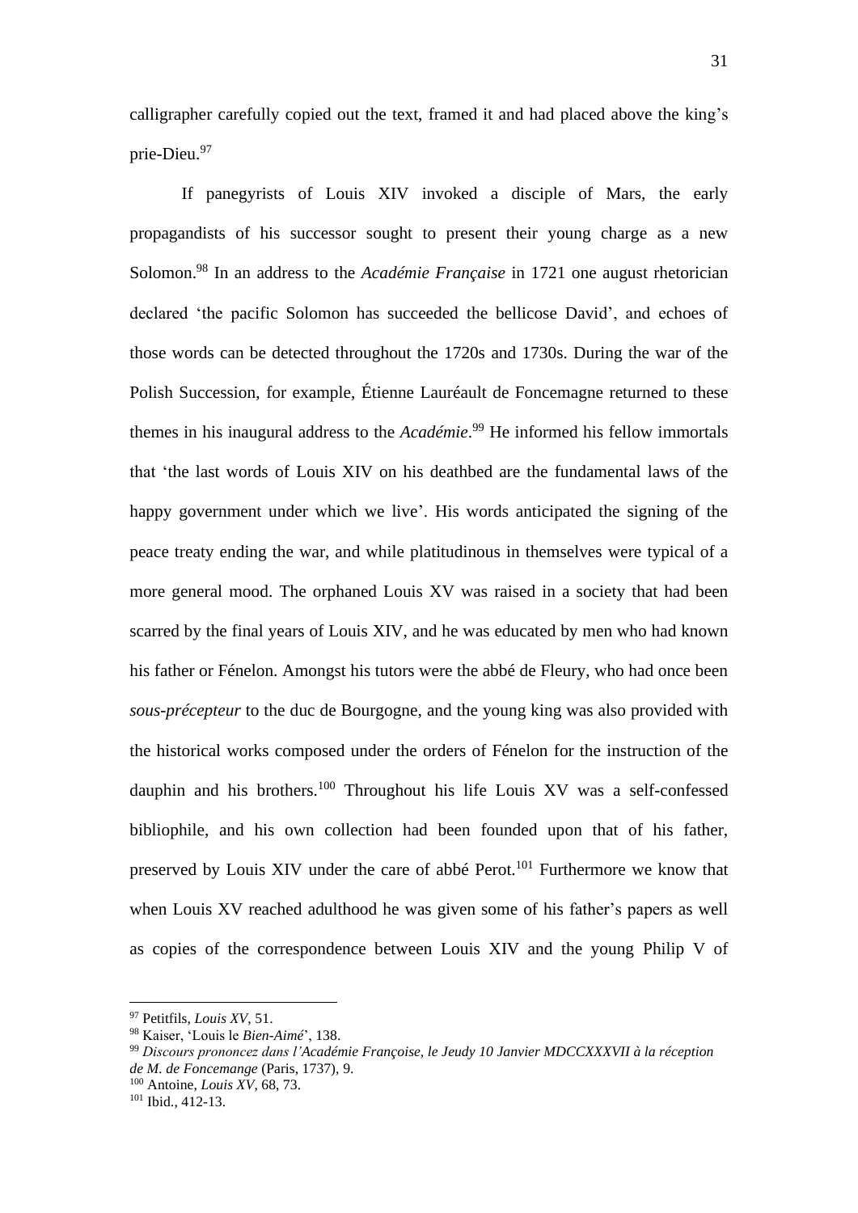calligrapher carefully copied out the text, framed it and had placed above the king's prie-Dieu.[97]

If panegyrists of Louis XIV invoked a disciple of Mars, the early propagandists of his successor sought to present their young charge as a new Solomon.[98] In an address to the *Académie Française* in 1721 one august rhetorician declared 'the pacific Solomon has succeeded the bellicose David', and echoes of those words can be detected throughout the 1720s and 1730s. During the war of the Polish Succession, for example, Étienne Lauréault de Foncemagne returned to these themes in his inaugural address to the *Académie*.[99] He informed his fellow immortals that 'the last words of Louis XIV on his deathbed are the fundamental laws of the happy government under which we live'. His words anticipated the signing of the peace treaty ending the war, and while platitudinous in themselves were typical of a more general mood. The orphaned Louis XV was raised in a society that had been scarred by the final years of Louis XIV, and he was educated by men who had known his father or Fénelon. Amongst his tutors were the abbé de Fleury, who had once been *sous-précepteur* to the duc de Bourgogne, and the young king was also provided with the historical works composed under the orders of Fénelon for the instruction of the dauphin and his brothers.[100] Throughout his life Louis XV was a self-confessed bibliophile, and his own collection had been founded upon that of his father, preserved by Louis XIV under the care of abbé Perot.[101] Furthermore we know that when Louis XV reached adulthood he was given some of his father's papers as well as copies of the correspondence between Louis XIV and the young Philip V of

---

[97] Petitfils, *Louis XV*, 51.

[98] Kaiser, 'Louis le *Bien-Aimé*', 138.

[99] *Discours prononcez dans l'Académie Françoise, le Jeudy 10 Janvier MDCCXXXVII à la réception de M. de Foncemange* (Paris, 1737), 9.

[100] Antoine, *Louis XV*, 68, 73.

[101] Ibid., 412-13.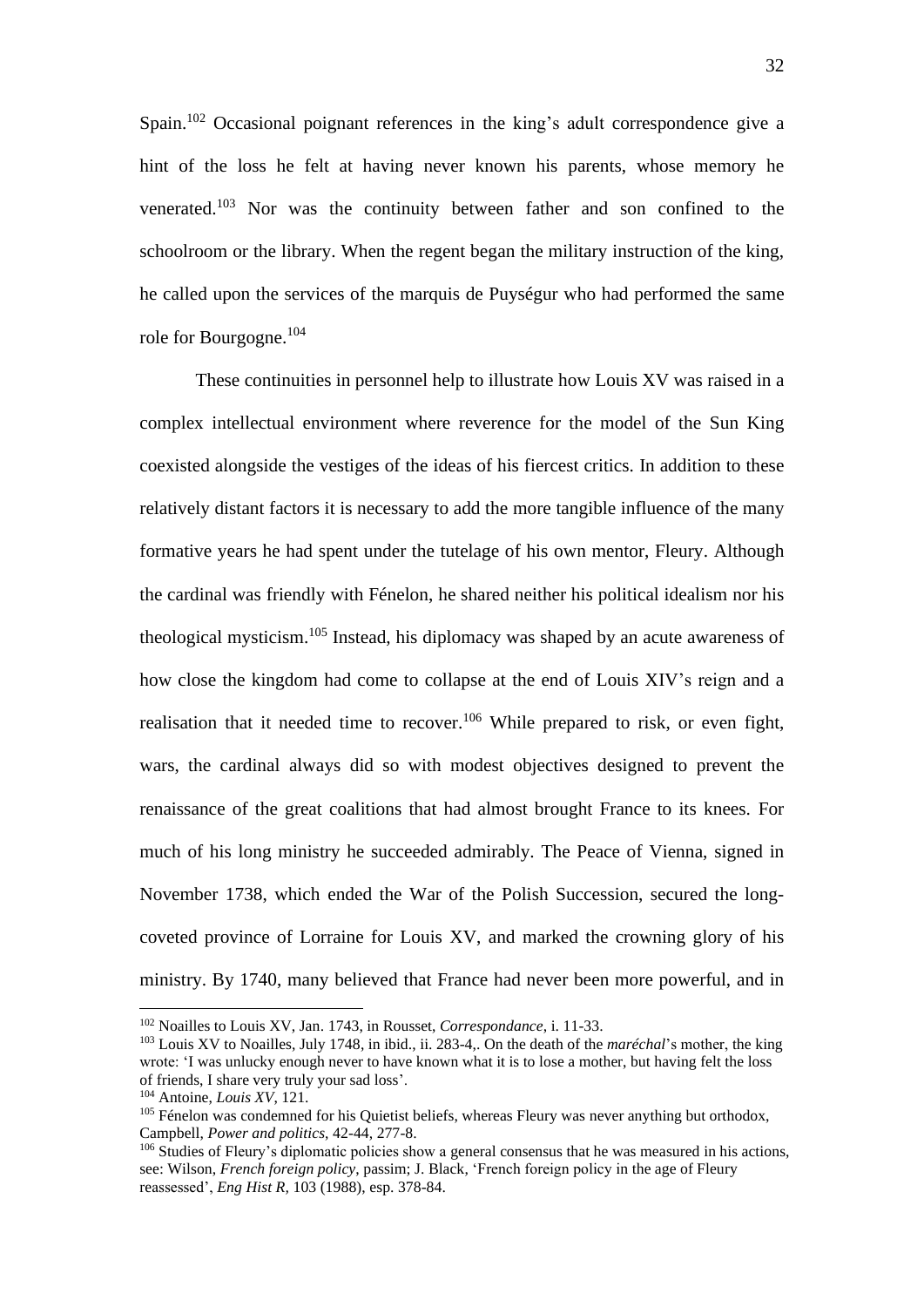Spain.[102] Occasional poignant references in the king's adult correspondence give a hint of the loss he felt at having never known his parents, whose memory he venerated.[103] Nor was the continuity between father and son confined to the schoolroom or the library. When the regent began the military instruction of the king, he called upon the services of the marquis de Puységur who had performed the same role for Bourgogne.[104]

These continuities in personnel help to illustrate how Louis XV was raised in a complex intellectual environment where reverence for the model of the Sun King coexisted alongside the vestiges of the ideas of his fiercest critics. In addition to these relatively distant factors it is necessary to add the more tangible influence of the many formative years he had spent under the tutelage of his own mentor, Fleury. Although the cardinal was friendly with Fénelon, he shared neither his political idealism nor his theological mysticism.[105] Instead, his diplomacy was shaped by an acute awareness of how close the kingdom had come to collapse at the end of Louis XIV's reign and a realisation that it needed time to recover.[106] While prepared to risk, or even fight, wars, the cardinal always did so with modest objectives designed to prevent the renaissance of the great coalitions that had almost brought France to its knees. For much of his long ministry he succeeded admirably. The Peace of Vienna, signed in November 1738, which ended the War of the Polish Succession, secured the long-coveted province of Lorraine for Louis XV, and marked the crowning glory of his ministry. By 1740, many believed that France had never been more powerful, and in

---

[102] Noailles to Louis XV, Jan. 1743, in Rousset, *Correspondance*, i. 11-33.

[103] Louis XV to Noailles, July 1748, in ibid., ii. 283-4,. On the death of the *maréchal*'s mother, the king wrote: 'I was unlucky enough never to have known what it is to lose a mother, but having felt the loss of friends, I share very truly your sad loss'.

[104] Antoine, *Louis XV*, 121.

[105] Fénelon was condemned for his Quietist beliefs, whereas Fleury was never anything but orthodox, Campbell, *Power and politics*, 42-44, 277-8.

[106] Studies of Fleury's diplomatic policies show a general consensus that he was measured in his actions, see: Wilson, *French foreign policy*, passim; J. Black, 'French foreign policy in the age of Fleury reassessed', *Eng Hist R*, 103 (1988), esp. 378-84.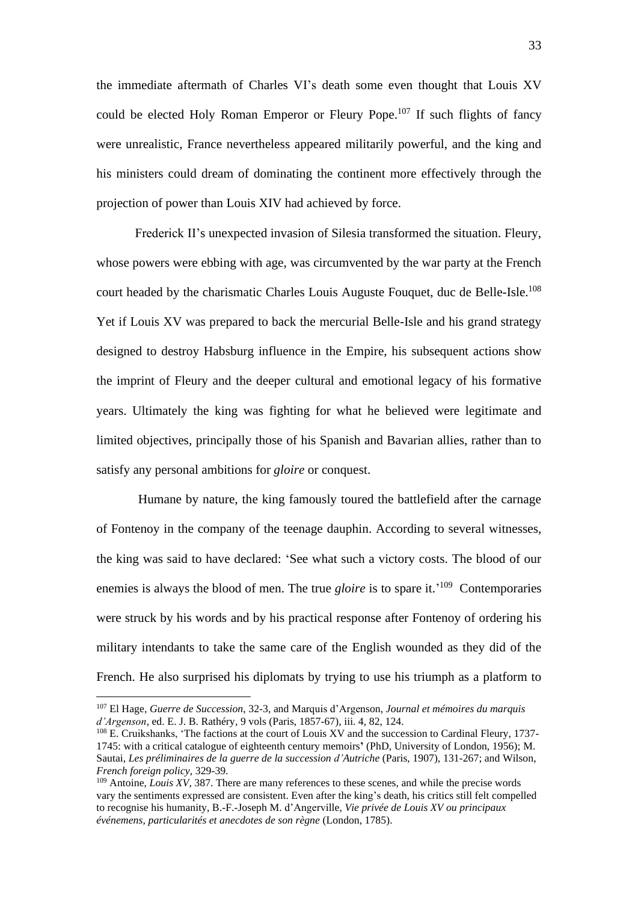the immediate aftermath of Charles VI's death some even thought that Louis XV could be elected Holy Roman Emperor or Fleury Pope.[107] If such flights of fancy were unrealistic, France nevertheless appeared militarily powerful, and the king and his ministers could dream of dominating the continent more effectively through the projection of power than Louis XIV had achieved by force.

Frederick II's unexpected invasion of Silesia transformed the situation. Fleury, whose powers were ebbing with age, was circumvented by the war party at the French court headed by the charismatic Charles Louis Auguste Fouquet, duc de Belle-Isle.[108] Yet if Louis XV was prepared to back the mercurial Belle-Isle and his grand strategy designed to destroy Habsburg influence in the Empire, his subsequent actions show the imprint of Fleury and the deeper cultural and emotional legacy of his formative years. Ultimately the king was fighting for what he believed were legitimate and limited objectives, principally those of his Spanish and Bavarian allies, rather than to satisfy any personal ambitions for *gloire* or conquest.

Humane by nature, the king famously toured the battlefield after the carnage of Fontenoy in the company of the teenage dauphin. According to several witnesses, the king was said to have declared: 'See what such a victory costs. The blood of our enemies is always the blood of men. The true *gloire* is to spare it.'[109] Contemporaries were struck by his words and by his practical response after Fontenoy of ordering his military intendants to take the same care of the English wounded as they did of the French. He also surprised his diplomats by trying to use his triumph as a platform to

---

[107] El Hage, *Guerre de Succession*, 32-3, and Marquis d'Argenson, *Journal et mémoires du marquis d'Argenson*, ed. E. J. B. Rathéry, 9 vols (Paris, 1857-67), iii. 4, 82, 124.

[108] E. Cruikshanks, 'The factions at the court of Louis XV and the succession to Cardinal Fleury, 1737-1745: with a critical catalogue of eighteenth century memoirs' (PhD, University of London, 1956); M. Sautai, *Les préliminaires de la guerre de la succession d'Autriche* (Paris, 1907), 131-267; and Wilson, *French foreign policy*, 329-39.

[109] Antoine, *Louis XV*, 387. There are many references to these scenes, and while the precise words vary the sentiments expressed are consistent. Even after the king's death, his critics still felt compelled to recognise his humanity, B.-F.-Joseph M. d'Angerville, *Vie privée de Louis XV ou principaux événemens, particularités et anecdotes de son règne* (London, 1785).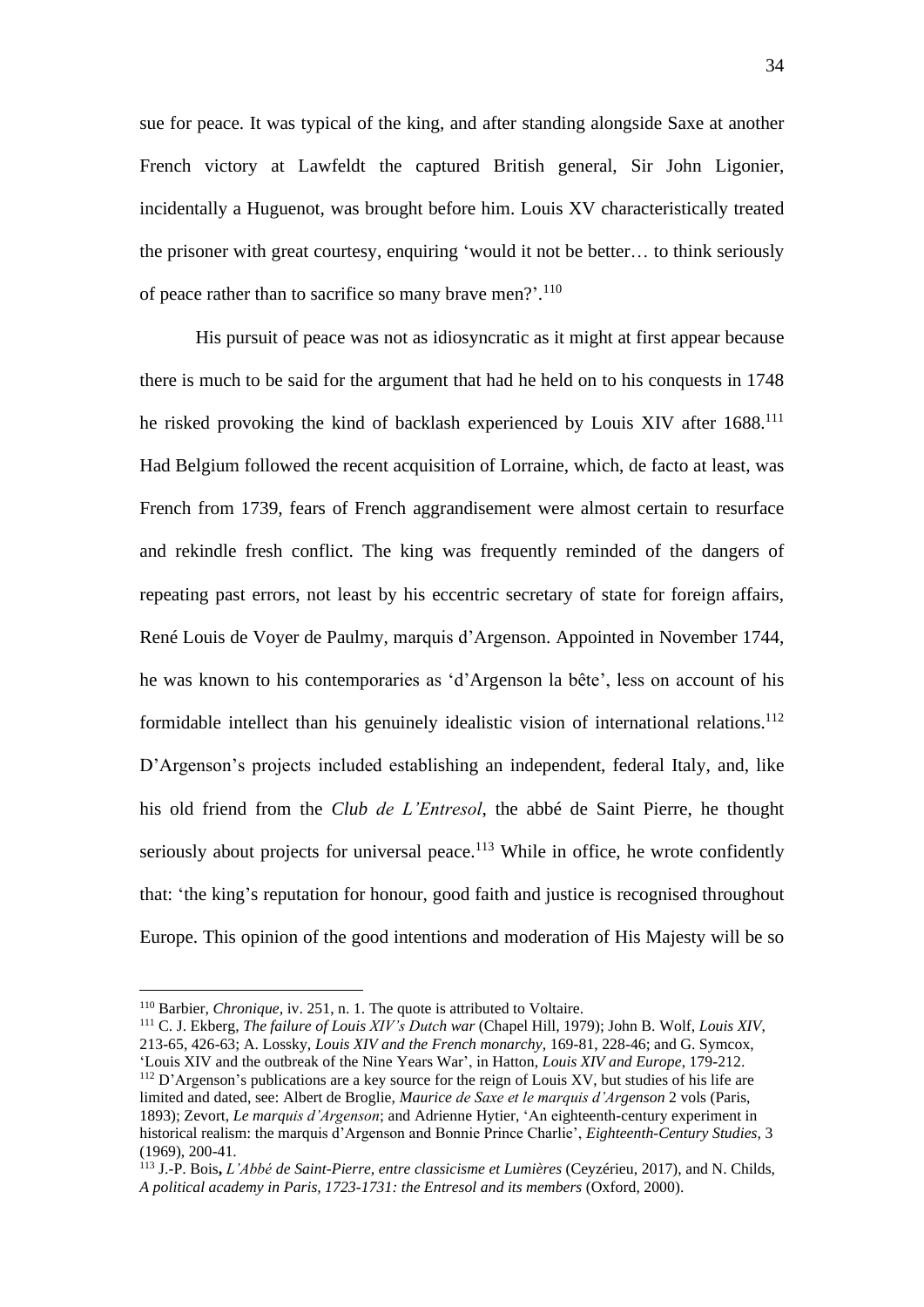sue for peace. It was typical of the king, and after standing alongside Saxe at another French victory at Lawfeldt the captured British general, Sir John Ligonier, incidentally a Huguenot, was brought before him. Louis XV characteristically treated the prisoner with great courtesy, enquiring 'would it not be better… to think seriously of peace rather than to sacrifice so many brave men?'.[110]

His pursuit of peace was not as idiosyncratic as it might at first appear because there is much to be said for the argument that had he held on to his conquests in 1748 he risked provoking the kind of backlash experienced by Louis XIV after 1688.[111] Had Belgium followed the recent acquisition of Lorraine, which, de facto at least, was French from 1739, fears of French aggrandisement were almost certain to resurface and rekindle fresh conflict. The king was frequently reminded of the dangers of repeating past errors, not least by his eccentric secretary of state for foreign affairs, René Louis de Voyer de Paulmy, marquis d'Argenson. Appointed in November 1744, he was known to his contemporaries as 'd'Argenson la bête', less on account of his formidable intellect than his genuinely idealistic vision of international relations.[112] D'Argenson's projects included establishing an independent, federal Italy, and, like his old friend from the *Club de L'Entresol*, the abbé de Saint Pierre, he thought seriously about projects for universal peace.[113] While in office, he wrote confidently that: 'the king's reputation for honour, good faith and justice is recognised throughout Europe. This opinion of the good intentions and moderation of His Majesty will be so

---

[110] Barbier, *Chronique*, iv. 251, n. 1. The quote is attributed to Voltaire.

[111] C. J. Ekberg, *The failure of Louis XIV's Dutch war* (Chapel Hill, 1979); John B. Wolf, *Louis XIV*, 213-65, 426-63; A. Lossky, *Louis XIV and the French monarchy*, 169-81, 228-46; and G. Symcox, 'Louis XIV and the outbreak of the Nine Years War', in Hatton, *Louis XIV and Europe*, 179-212.

[112] D'Argenson's publications are a key source for the reign of Louis XV, but studies of his life are limited and dated, see: Albert de Broglie, *Maurice de Saxe et le marquis d'Argenson* 2 vols (Paris, 1893); Zevort, *Le marquis d'Argenson*; and Adrienne Hytier, 'An eighteenth-century experiment in historical realism: the marquis d'Argenson and Bonnie Prince Charlie', *Eighteenth-Century Studies*, 3 (1969), 200-41.

[113] J.-P. Bois**,** *L'Abbé de Saint-Pierre, entre classicisme et Lumières* (Ceyzérieu, 2017), and N. Childs, *A political academy in Paris, 1723-1731: the Entresol and its members* (Oxford, 2000).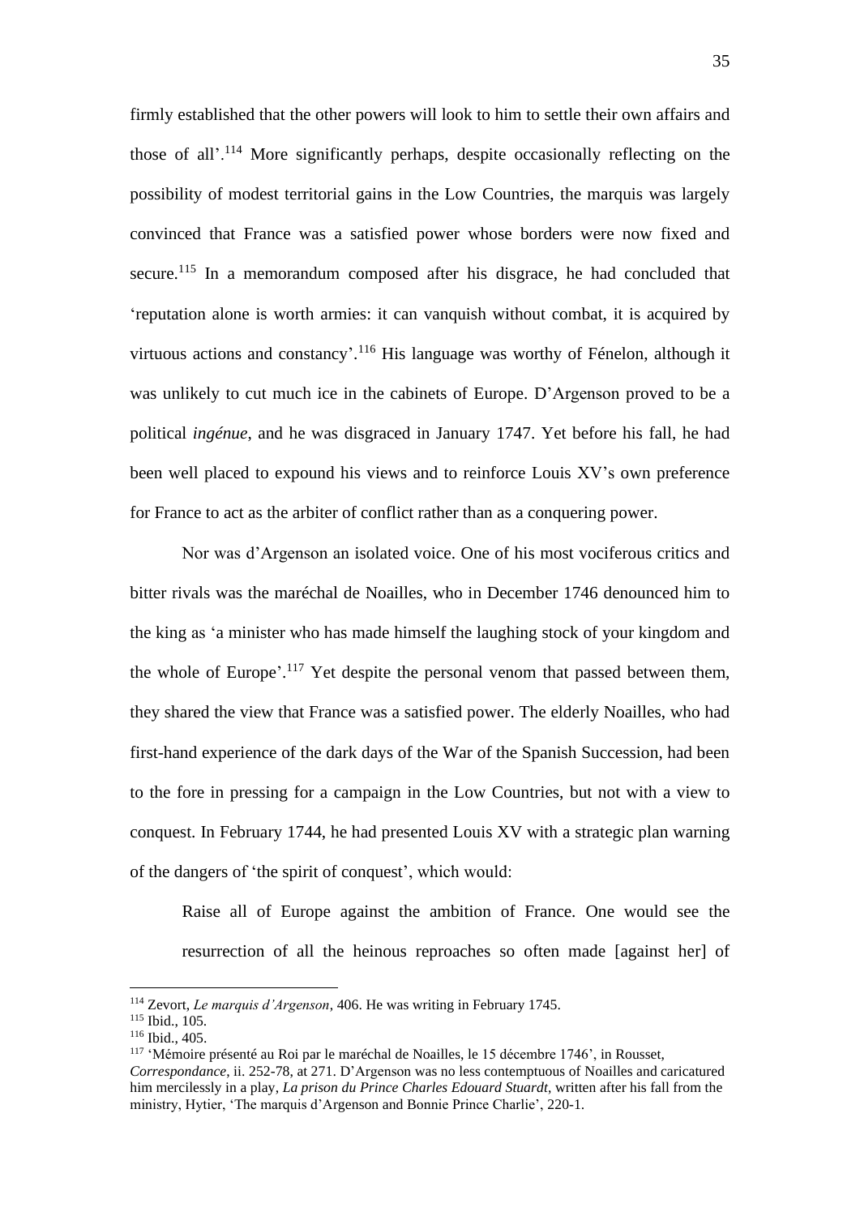firmly established that the other powers will look to him to settle their own affairs and those of all'.[114] More significantly perhaps, despite occasionally reflecting on the possibility of modest territorial gains in the Low Countries, the marquis was largely convinced that France was a satisfied power whose borders were now fixed and secure.[115] In a memorandum composed after his disgrace, he had concluded that 'reputation alone is worth armies: it can vanquish without combat, it is acquired by virtuous actions and constancy'.[116] His language was worthy of Fénelon, although it was unlikely to cut much ice in the cabinets of Europe. D'Argenson proved to be a political *ingénue*, and he was disgraced in January 1747. Yet before his fall, he had been well placed to expound his views and to reinforce Louis XV's own preference for France to act as the arbiter of conflict rather than as a conquering power.

Nor was d'Argenson an isolated voice. One of his most vociferous critics and bitter rivals was the maréchal de Noailles, who in December 1746 denounced him to the king as 'a minister who has made himself the laughing stock of your kingdom and the whole of Europe'.[117] Yet despite the personal venom that passed between them, they shared the view that France was a satisfied power. The elderly Noailles, who had first-hand experience of the dark days of the War of the Spanish Succession, had been to the fore in pressing for a campaign in the Low Countries, but not with a view to conquest. In February 1744, he had presented Louis XV with a strategic plan warning of the dangers of 'the spirit of conquest', which would:

> Raise all of Europe against the ambition of France. One would see the resurrection of all the heinous reproaches so often made [against her] of

---

[114] Zevort, *Le marquis d'Argenson*, 406. He was writing in February 1745.

[115] Ibid., 105.

[116] Ibid., 405.

[117] 'Mémoire présenté au Roi par le maréchal de Noailles, le 15 décembre 1746', in Rousset, *Correspondance*, ii. 252-78, at 271. D'Argenson was no less contemptuous of Noailles and caricatured him mercilessly in a play, *La prison du Prince Charles Edouard Stuardt*, written after his fall from the ministry, Hytier, 'The marquis d'Argenson and Bonnie Prince Charlie', 220-1.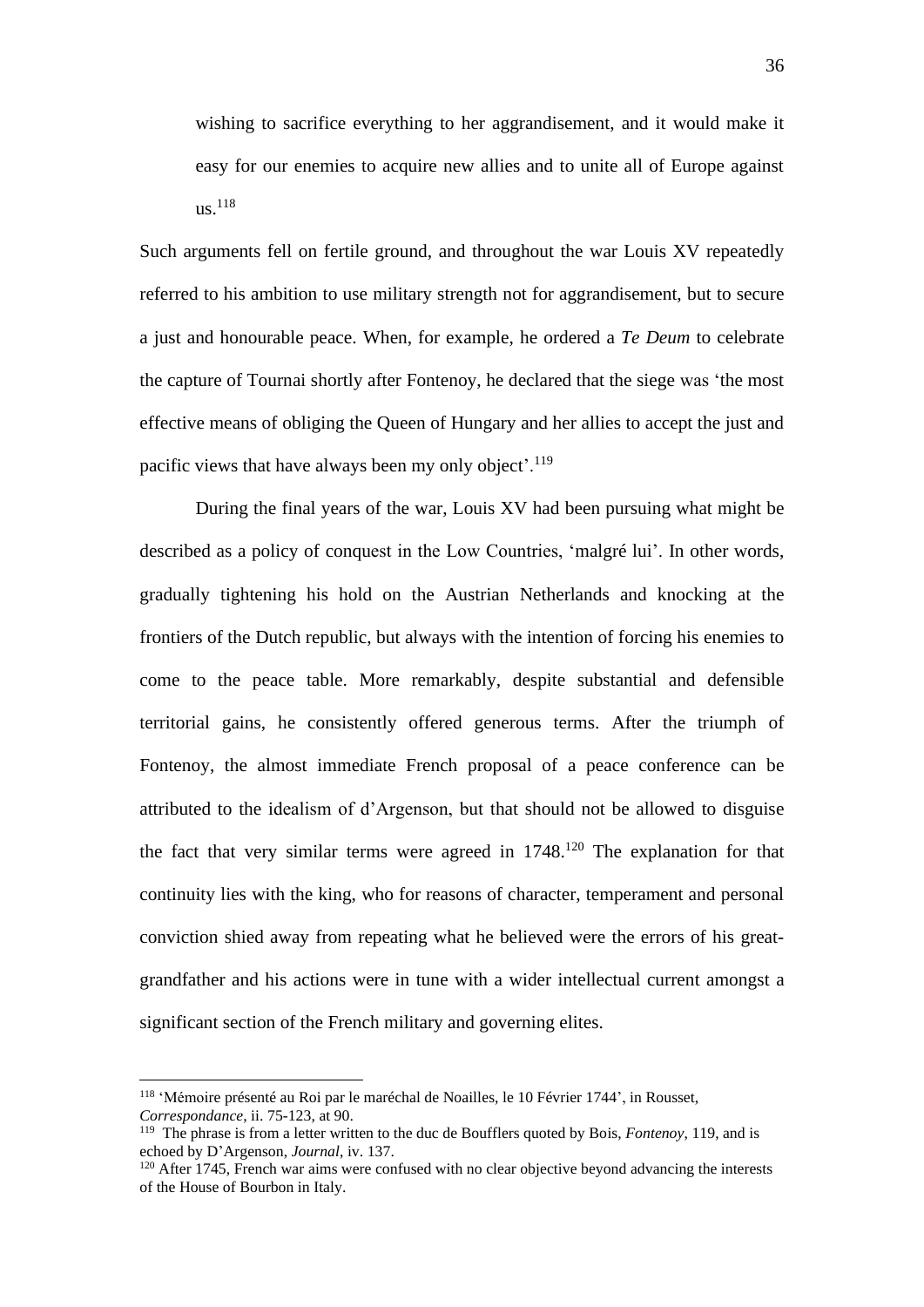> wishing to sacrifice everything to her aggrandisement, and it would make it easy for our enemies to acquire new allies and to unite all of Europe against us.[118]

Such arguments fell on fertile ground, and throughout the war Louis XV repeatedly referred to his ambition to use military strength not for aggrandisement, but to secure a just and honourable peace. When, for example, he ordered a *Te Deum* to celebrate the capture of Tournai shortly after Fontenoy, he declared that the siege was 'the most effective means of obliging the Queen of Hungary and her allies to accept the just and pacific views that have always been my only object'.[119]

During the final years of the war, Louis XV had been pursuing what might be described as a policy of conquest in the Low Countries, 'malgré lui'. In other words, gradually tightening his hold on the Austrian Netherlands and knocking at the frontiers of the Dutch republic, but always with the intention of forcing his enemies to come to the peace table. More remarkably, despite substantial and defensible territorial gains, he consistently offered generous terms. After the triumph of Fontenoy, the almost immediate French proposal of a peace conference can be attributed to the idealism of d'Argenson, but that should not be allowed to disguise the fact that very similar terms were agreed in 1748.[120] The explanation for that continuity lies with the king, who for reasons of character, temperament and personal conviction shied away from repeating what he believed were the errors of his great-grandfather and his actions were in tune with a wider intellectual current amongst a significant section of the French military and governing elites.

---

[118] 'Mémoire présenté au Roi par le maréchal de Noailles, le 10 Février 1744', in Rousset, *Correspondance*, ii. 75-123, at 90.

[119] The phrase is from a letter written to the duc de Boufflers quoted by Bois, *Fontenoy*, 119, and is echoed by D'Argenson, *Journal*, iv. 137.

[120] After 1745, French war aims were confused with no clear objective beyond advancing the interests of the House of Bourbon in Italy.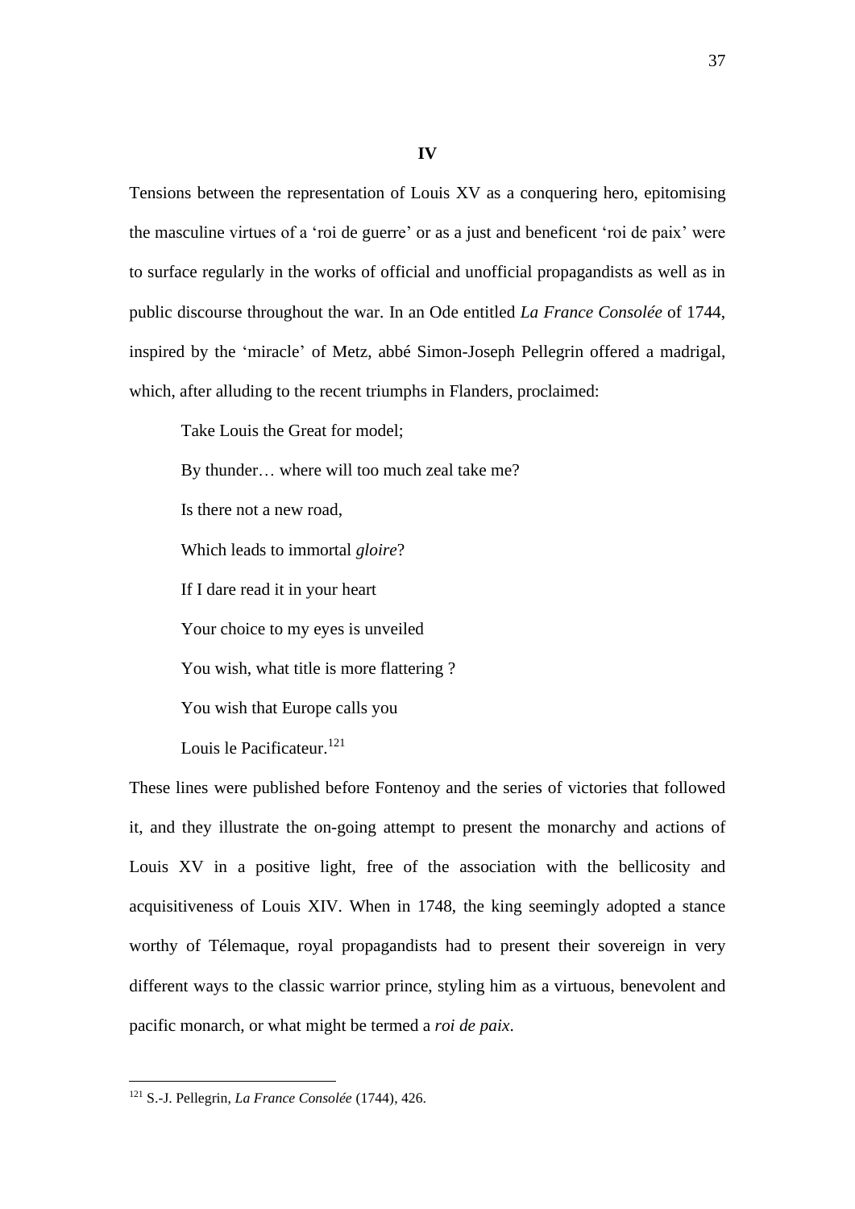**IV**

Tensions between the representation of Louis XV as a conquering hero, epitomising the masculine virtues of a 'roi de guerre' or as a just and beneficent 'roi de paix' were to surface regularly in the works of official and unofficial propagandists as well as in public discourse throughout the war. In an Ode entitled *La France Consolée* of 1744, inspired by the 'miracle' of Metz, abbé Simon-Joseph Pellegrin offered a madrigal, which, after alluding to the recent triumphs in Flanders, proclaimed:

> Take Louis the Great for model;
>
> By thunder… where will too much zeal take me?
>
> Is there not a new road,
>
> Which leads to immortal *gloire*?
>
> If I dare read it in your heart
>
> Your choice to my eyes is unveiled
>
> You wish, what title is more flattering ?
>
> You wish that Europe calls you
>
> Louis le Pacificateur.[121]

These lines were published before Fontenoy and the series of victories that followed it, and they illustrate the on-going attempt to present the monarchy and actions of Louis XV in a positive light, free of the association with the bellicosity and acquisitiveness of Louis XIV. When in 1748, the king seemingly adopted a stance worthy of Télemaque, royal propagandists had to present their sovereign in very different ways to the classic warrior prince, styling him as a virtuous, benevolent and pacific monarch, or what might be termed a *roi de paix*.

---

[121] S.-J. Pellegrin, *La France Consolée* (1744), 426.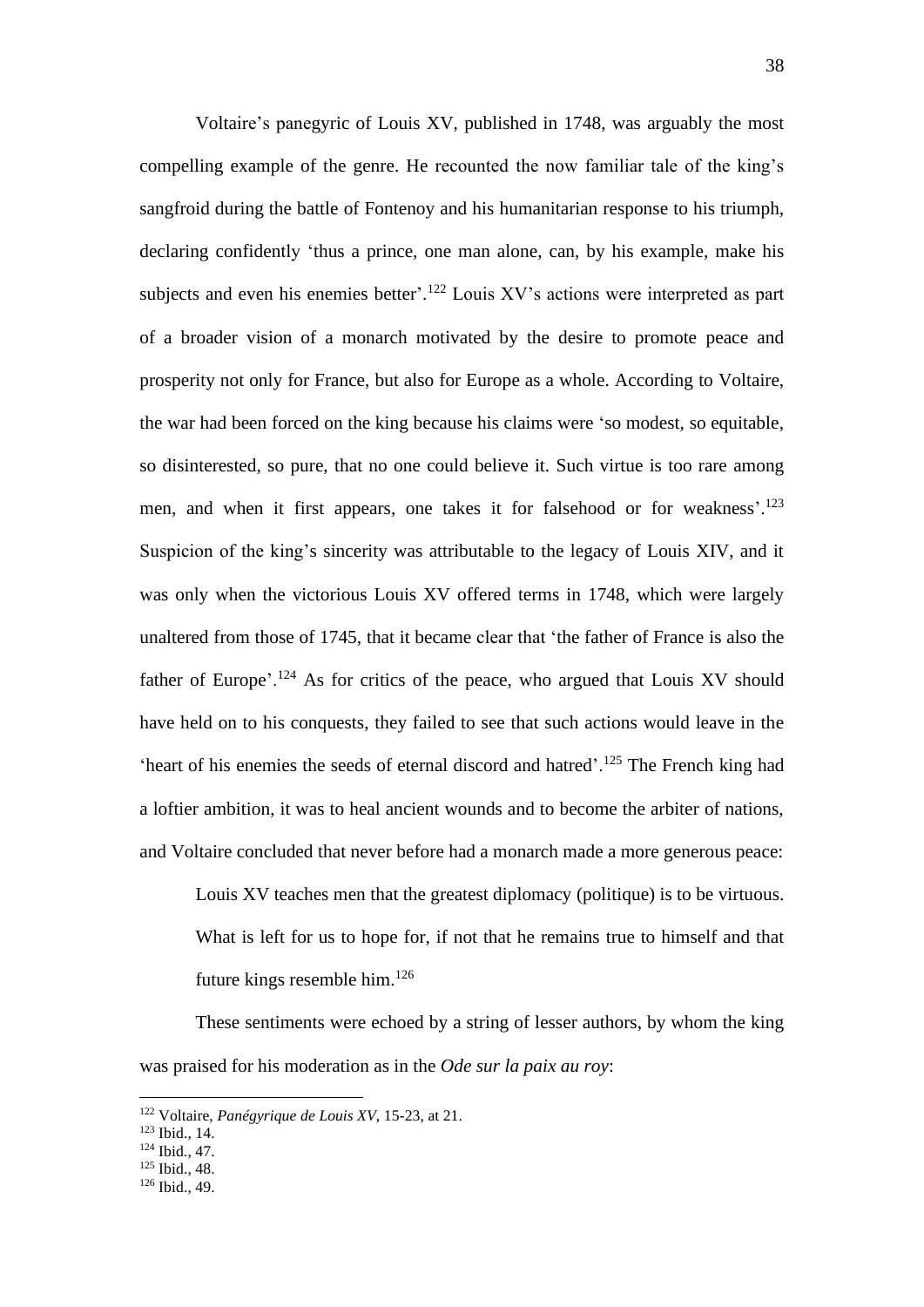Voltaire's panegyric of Louis XV, published in 1748, was arguably the most compelling example of the genre. He recounted the now familiar tale of the king's sangfroid during the battle of Fontenoy and his humanitarian response to his triumph, declaring confidently 'thus a prince, one man alone, can, by his example, make his subjects and even his enemies better'.[122] Louis XV's actions were interpreted as part of a broader vision of a monarch motivated by the desire to promote peace and prosperity not only for France, but also for Europe as a whole. According to Voltaire, the war had been forced on the king because his claims were 'so modest, so equitable, so disinterested, so pure, that no one could believe it. Such virtue is too rare among men, and when it first appears, one takes it for falsehood or for weakness'.[123] Suspicion of the king's sincerity was attributable to the legacy of Louis XIV, and it was only when the victorious Louis XV offered terms in 1748, which were largely unaltered from those of 1745, that it became clear that 'the father of France is also the father of Europe'.[124] As for critics of the peace, who argued that Louis XV should have held on to his conquests, they failed to see that such actions would leave in the 'heart of his enemies the seeds of eternal discord and hatred'.[125] The French king had a loftier ambition, it was to heal ancient wounds and to become the arbiter of nations, and Voltaire concluded that never before had a monarch made a more generous peace:

> Louis XV teaches men that the greatest diplomacy (politique) is to be virtuous. What is left for us to hope for, if not that he remains true to himself and that future kings resemble him.[126]

These sentiments were echoed by a string of lesser authors, by whom the king was praised for his moderation as in the *Ode sur la paix au roy*:

---

[122] Voltaire, *Panégyrique de Louis XV*, 15-23, at 21.

[123] Ibid., 14.

[124] Ibid., 47.

[125] Ibid., 48.

[126] Ibid., 49.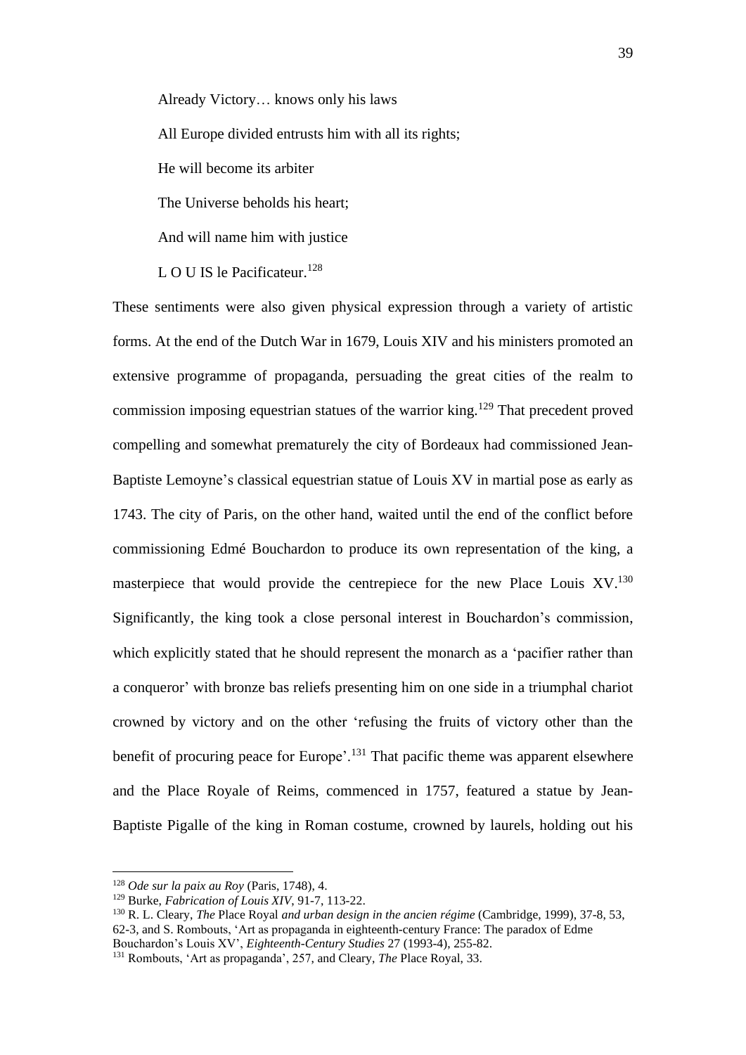Already Victory… knows only his laws

All Europe divided entrusts him with all its rights;

He will become its arbiter

The Universe beholds his heart;

And will name him with justice

L O U IS le Pacificateur.[128]

These sentiments were also given physical expression through a variety of artistic forms. At the end of the Dutch War in 1679, Louis XIV and his ministers promoted an extensive programme of propaganda, persuading the great cities of the realm to commission imposing equestrian statues of the warrior king.[129] That precedent proved compelling and somewhat prematurely the city of Bordeaux had commissioned Jean-Baptiste Lemoyne's classical equestrian statue of Louis XV in martial pose as early as 1743. The city of Paris, on the other hand, waited until the end of the conflict before commissioning Edmé Bouchardon to produce its own representation of the king, a masterpiece that would provide the centrepiece for the new Place Louis XV.[130] Significantly, the king took a close personal interest in Bouchardon's commission, which explicitly stated that he should represent the monarch as a 'pacifier rather than a conqueror' with bronze bas reliefs presenting him on one side in a triumphal chariot crowned by victory and on the other 'refusing the fruits of victory other than the benefit of procuring peace for Europe'.[131] That pacific theme was apparent elsewhere and the Place Royale of Reims, commenced in 1757, featured a statue by Jean-Baptiste Pigalle of the king in Roman costume, crowned by laurels, holding out his

---

[128] *Ode sur la paix au Roy* (Paris, 1748), 4.

[129] Burke, *Fabrication of Louis XIV*, 91-7, 113-22.

[130] R. L. Cleary, *The* Place Royal *and urban design in the ancien régime* (Cambridge, 1999), 37-8, 53, 62-3, and S. Rombouts, 'Art as propaganda in eighteenth-century France: The paradox of Edme Bouchardon's Louis XV', *Eighteenth-Century Studies* 27 (1993-4), 255-82.

[131] Rombouts, 'Art as propaganda', 257, and Cleary, *The* Place Royal, 33.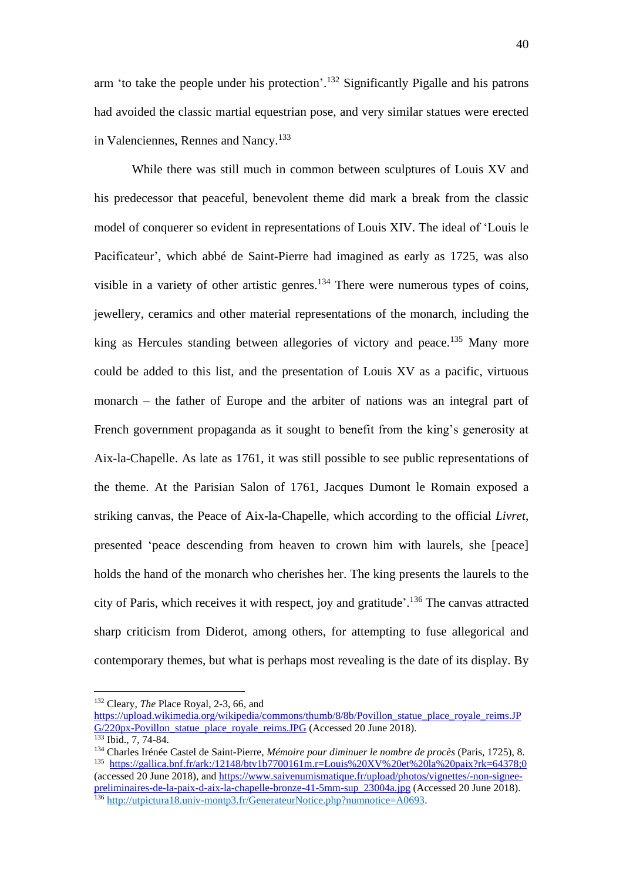arm 'to take the people under his protection'.[132] Significantly Pigalle and his patrons had avoided the classic martial equestrian pose, and very similar statues were erected in Valenciennes, Rennes and Nancy.[133]

While there was still much in common between sculptures of Louis XV and his predecessor that peaceful, benevolent theme did mark a break from the classic model of conquerer so evident in representations of Louis XIV. The ideal of 'Louis le Pacificateur', which abbé de Saint-Pierre had imagined as early as 1725, was also visible in a variety of other artistic genres.[134] There were numerous types of coins, jewellery, ceramics and other material representations of the monarch, including the king as Hercules standing between allegories of victory and peace.[135] Many more could be added to this list, and the presentation of Louis XV as a pacific, virtuous monarch – the father of Europe and the arbiter of nations was an integral part of French government propaganda as it sought to benefit from the king's generosity at Aix-la-Chapelle. As late as 1761, it was still possible to see public representations of the theme. At the Parisian Salon of 1761, Jacques Dumont le Romain exposed a striking canvas, the Peace of Aix-la-Chapelle, which according to the official *Livret*, presented 'peace descending from heaven to crown him with laurels, she [peace] holds the hand of the monarch who cherishes her. The king presents the laurels to the city of Paris, which receives it with respect, joy and gratitude'.[136] The canvas attracted sharp criticism from Diderot, among others, for attempting to fuse allegorical and contemporary themes, but what is perhaps most revealing is the date of its display. By

---

[132] Cleary, *The* Place Royal, 2-3, 66, and https://upload.wikimedia.org/wikipedia/commons/thumb/8/8b/Povillon_statue_place_royale_reims.JPG/220px-Povillon_statue_place_royale_reims.JPG (Accessed 20 June 2018).

[133] Ibid., 7, 74-84.

[134] Charles Irénée Castel de Saint-Pierre, *Mémoire pour diminuer le nombre de procès* (Paris, 1725), 8.

[135] https://gallica.bnf.fr/ark:/12148/btv1b7700161m.r=Louis%20XV%20et%20la%20paix?rk=64378;0 (accessed 20 June 2018), and https://www.saivenumismatique.fr/upload/photos/vignettes/-non-signee-preliminaires-de-la-paix-d-aix-la-chapelle-bronze-41-5mm-sup_23004a.jpg (Accessed 20 June 2018).

[136] http://utpictura18.univ-montp3.fr/GenerateurNotice.php?numnotice=A0693.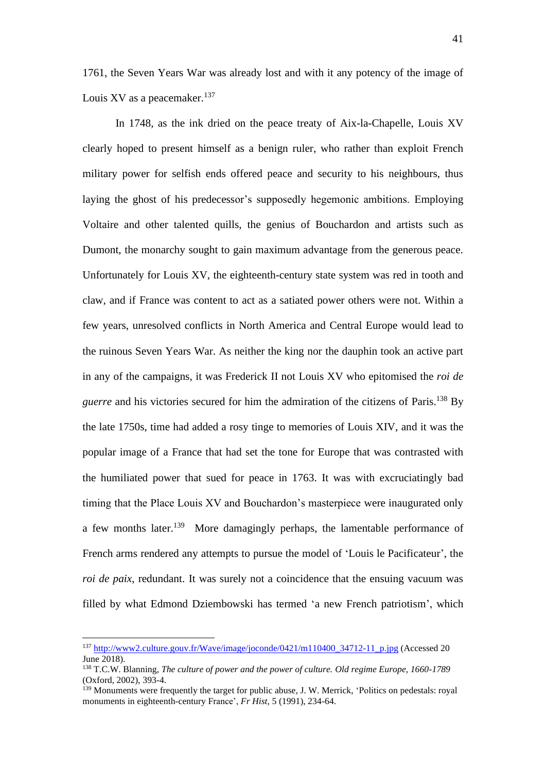1761, the Seven Years War was already lost and with it any potency of the image of Louis XV as a peacemaker.[137]

In 1748, as the ink dried on the peace treaty of Aix-la-Chapelle, Louis XV clearly hoped to present himself as a benign ruler, who rather than exploit French military power for selfish ends offered peace and security to his neighbours, thus laying the ghost of his predecessor's supposedly hegemonic ambitions. Employing Voltaire and other talented quills, the genius of Bouchardon and artists such as Dumont, the monarchy sought to gain maximum advantage from the generous peace. Unfortunately for Louis XV, the eighteenth-century state system was red in tooth and claw, and if France was content to act as a satiated power others were not. Within a few years, unresolved conflicts in North America and Central Europe would lead to the ruinous Seven Years War. As neither the king nor the dauphin took an active part in any of the campaigns, it was Frederick II not Louis XV who epitomised the *roi de guerre* and his victories secured for him the admiration of the citizens of Paris.[138] By the late 1750s, time had added a rosy tinge to memories of Louis XIV, and it was the popular image of a France that had set the tone for Europe that was contrasted with the humiliated power that sued for peace in 1763. It was with excruciatingly bad timing that the Place Louis XV and Bouchardon's masterpiece were inaugurated only a few months later.[139] More damagingly perhaps, the lamentable performance of French arms rendered any attempts to pursue the model of 'Louis le Pacificateur', the *roi de paix*, redundant. It was surely not a coincidence that the ensuing vacuum was filled by what Edmond Dziembowski has termed 'a new French patriotism', which

---

[137] http://www2.culture.gouv.fr/Wave/image/joconde/0421/m110400_34712-11_p.jpg (Accessed 20 June 2018).

[138] T.C.W. Blanning, *The culture of power and the power of culture. Old regime Europe, 1660-1789* (Oxford, 2002), 393-4.

[139] Monuments were frequently the target for public abuse, J. W. Merrick, 'Politics on pedestals: royal monuments in eighteenth-century France', *Fr Hist*, 5 (1991), 234-64.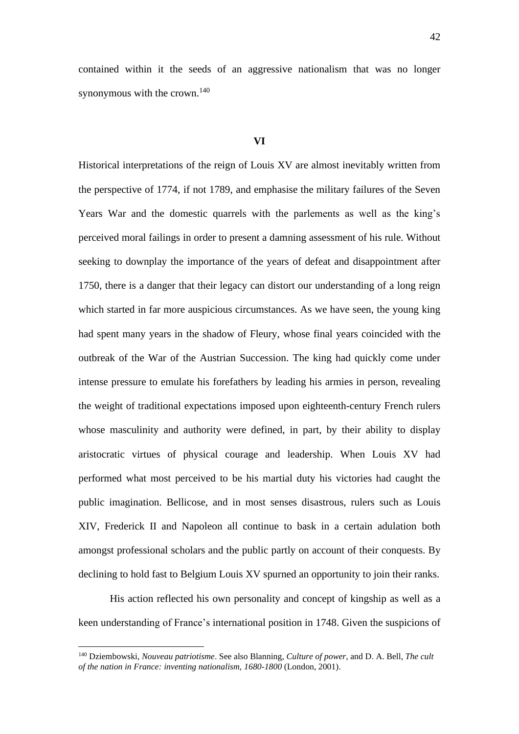contained within it the seeds of an aggressive nationalism that was no longer synonymous with the crown.[140]

### VI

Historical interpretations of the reign of Louis XV are almost inevitably written from the perspective of 1774, if not 1789, and emphasise the military failures of the Seven Years War and the domestic quarrels with the parlements as well as the king's perceived moral failings in order to present a damning assessment of his rule. Without seeking to downplay the importance of the years of defeat and disappointment after 1750, there is a danger that their legacy can distort our understanding of a long reign which started in far more auspicious circumstances. As we have seen, the young king had spent many years in the shadow of Fleury, whose final years coincided with the outbreak of the War of the Austrian Succession. The king had quickly come under intense pressure to emulate his forefathers by leading his armies in person, revealing the weight of traditional expectations imposed upon eighteenth-century French rulers whose masculinity and authority were defined, in part, by their ability to display aristocratic virtues of physical courage and leadership. When Louis XV had performed what most perceived to be his martial duty his victories had caught the public imagination. Bellicose, and in most senses disastrous, rulers such as Louis XIV, Frederick II and Napoleon all continue to bask in a certain adulation both amongst professional scholars and the public partly on account of their conquests. By declining to hold fast to Belgium Louis XV spurned an opportunity to join their ranks.

His action reflected his own personality and concept of kingship as well as a keen understanding of France's international position in 1748. Given the suspicions of

---

[140] Dziembowski, *Nouveau patriotisme*. See also Blanning, *Culture of power*, and D. A. Bell, *The cult of the nation in France: inventing nationalism, 1680-1800* (London, 2001).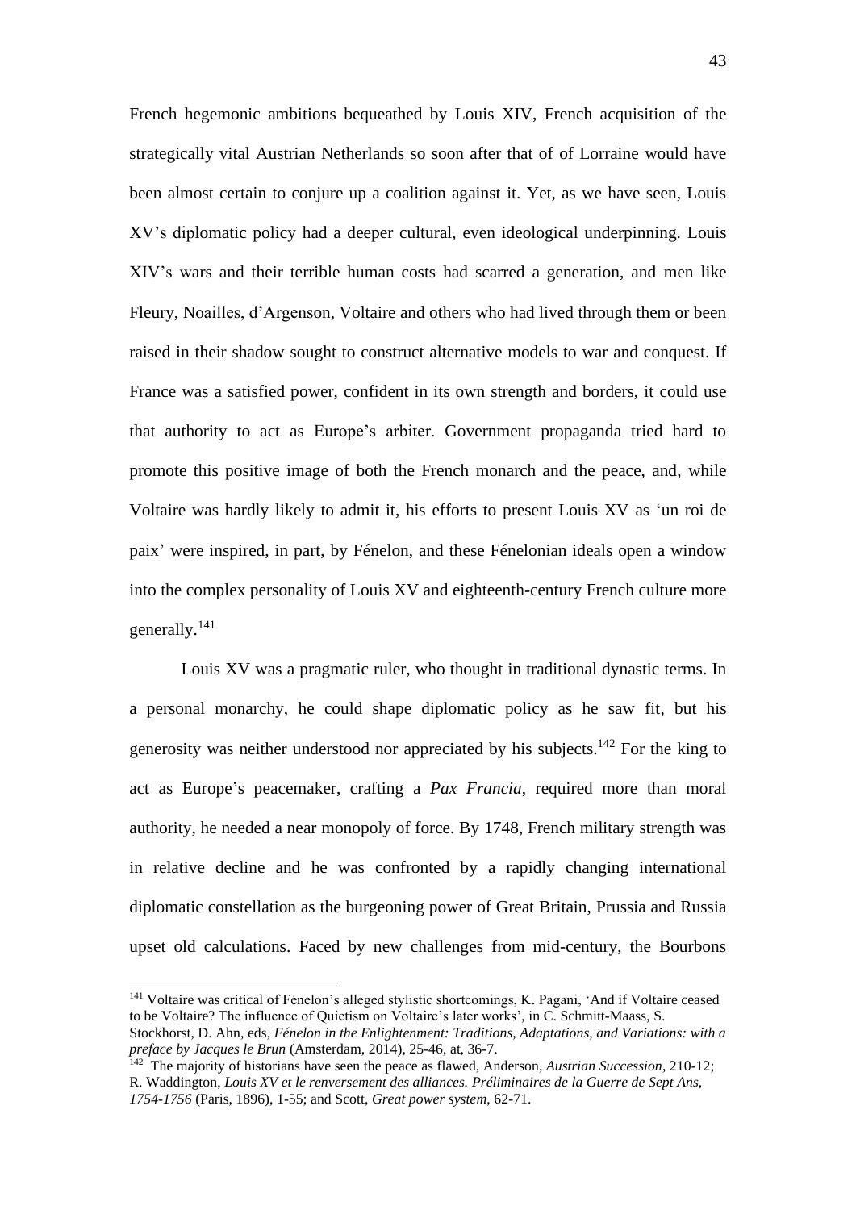French hegemonic ambitions bequeathed by Louis XIV, French acquisition of the strategically vital Austrian Netherlands so soon after that of of Lorraine would have been almost certain to conjure up a coalition against it. Yet, as we have seen, Louis XV's diplomatic policy had a deeper cultural, even ideological underpinning. Louis XIV's wars and their terrible human costs had scarred a generation, and men like Fleury, Noailles, d'Argenson, Voltaire and others who had lived through them or been raised in their shadow sought to construct alternative models to war and conquest. If France was a satisfied power, confident in its own strength and borders, it could use that authority to act as Europe's arbiter. Government propaganda tried hard to promote this positive image of both the French monarch and the peace, and, while Voltaire was hardly likely to admit it, his efforts to present Louis XV as 'un roi de paix' were inspired, in part, by Fénelon, and these Fénelonian ideals open a window into the complex personality of Louis XV and eighteenth-century French culture more generally.[141]

Louis XV was a pragmatic ruler, who thought in traditional dynastic terms. In a personal monarchy, he could shape diplomatic policy as he saw fit, but his generosity was neither understood nor appreciated by his subjects.[142] For the king to act as Europe's peacemaker, crafting a *Pax Francia*, required more than moral authority, he needed a near monopoly of force. By 1748, French military strength was in relative decline and he was confronted by a rapidly changing international diplomatic constellation as the burgeoning power of Great Britain, Prussia and Russia upset old calculations. Faced by new challenges from mid-century, the Bourbons

---

[141] Voltaire was critical of Fénelon's alleged stylistic shortcomings, K. Pagani, 'And if Voltaire ceased to be Voltaire? The influence of Quietism on Voltaire's later works', in C. Schmitt-Maass, S. Stockhorst, D. Ahn, eds, *Fénelon in the Enlightenment: Traditions, Adaptations, and Variations: with a preface by Jacques le Brun* (Amsterdam, 2014), 25-46, at, 36-7.

[142] The majority of historians have seen the peace as flawed, Anderson, *Austrian Succession*, 210-12; R. Waddington, *Louis XV et le renversement des alliances. Préliminaires de la Guerre de Sept Ans, 1754-1756* (Paris, 1896), 1-55; and Scott, *Great power system*, 62-71.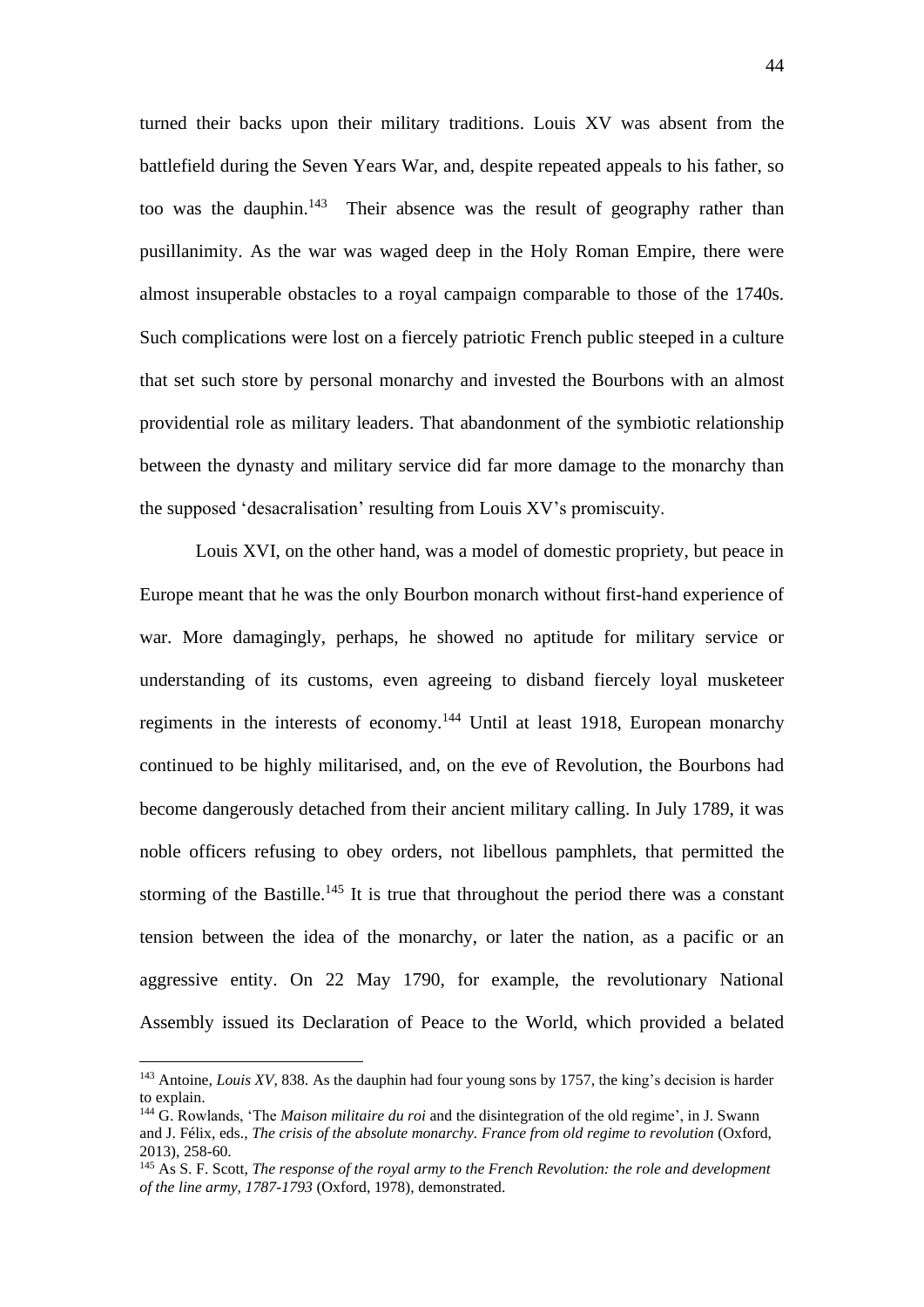turned their backs upon their military traditions. Louis XV was absent from the battlefield during the Seven Years War, and, despite repeated appeals to his father, so too was the dauphin.[143] Their absence was the result of geography rather than pusillanimity. As the war was waged deep in the Holy Roman Empire, there were almost insuperable obstacles to a royal campaign comparable to those of the 1740s. Such complications were lost on a fiercely patriotic French public steeped in a culture that set such store by personal monarchy and invested the Bourbons with an almost providential role as military leaders. That abandonment of the symbiotic relationship between the dynasty and military service did far more damage to the monarchy than the supposed 'desacralisation' resulting from Louis XV's promiscuity.

Louis XVI, on the other hand, was a model of domestic propriety, but peace in Europe meant that he was the only Bourbon monarch without first-hand experience of war. More damagingly, perhaps, he showed no aptitude for military service or understanding of its customs, even agreeing to disband fiercely loyal musketeer regiments in the interests of economy.[144] Until at least 1918, European monarchy continued to be highly militarised, and, on the eve of Revolution, the Bourbons had become dangerously detached from their ancient military calling. In July 1789, it was noble officers refusing to obey orders, not libellous pamphlets, that permitted the storming of the Bastille.[145] It is true that throughout the period there was a constant tension between the idea of the monarchy, or later the nation, as a pacific or an aggressive entity. On 22 May 1790, for example, the revolutionary National Assembly issued its Declaration of Peace to the World, which provided a belated

---

[143] Antoine, *Louis XV*, 838. As the dauphin had four young sons by 1757, the king's decision is harder to explain.

[144] G. Rowlands, 'The *Maison militaire du roi* and the disintegration of the old regime', in J. Swann and J. Félix, eds., *The crisis of the absolute monarchy. France from old regime to revolution* (Oxford, 2013), 258-60.

[145] As S. F. Scott, *The response of the royal army to the French Revolution: the role and development of the line army, 1787-1793* (Oxford, 1978), demonstrated.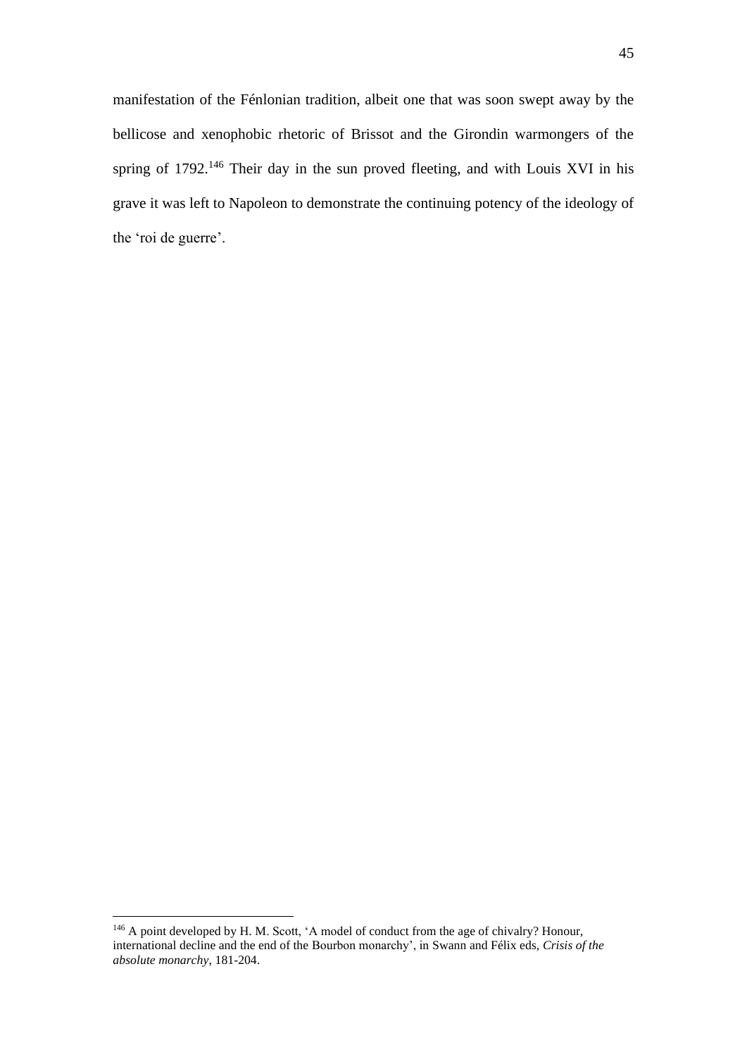manifestation of the Fénlonian tradition, albeit one that was soon swept away by the bellicose and xenophobic rhetoric of Brissot and the Girondin warmongers of the spring of 1792.[146] Their day in the sun proved fleeting, and with Louis XVI in his grave it was left to Napoleon to demonstrate the continuing potency of the ideology of the 'roi de guerre'.

---

[146] A point developed by H. M. Scott, 'A model of conduct from the age of chivalry? Honour, international decline and the end of the Bourbon monarchy', in Swann and Félix eds, *Crisis of the absolute monarchy*, 181-204.